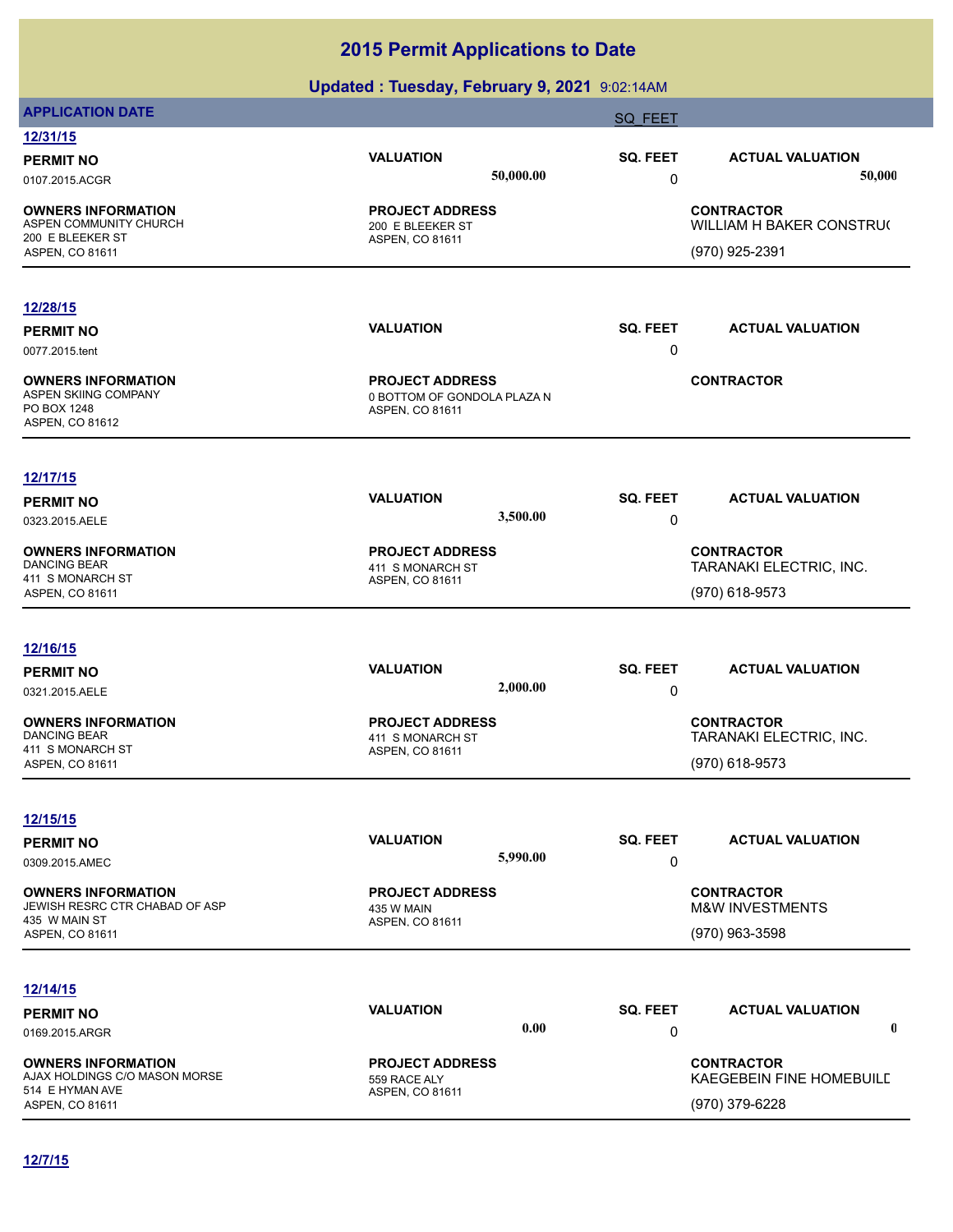# 2015 Permit Applications to Date

## Updated : Tuesday, February 9, 2021 9:02:14AM

**APPLICATION DATE** SQ_FEET

**12/31/15**

| PERMIT NO | VALUATION | SQ. FEET | ACTUAL VALUATION |
|---|---|---|---|
| 0107.2015.ACGR | 50,000.00 | 0 | 50,000 |

| OWNERS INFORMATION | PROJECT ADDRESS | CONTRACTOR |
|---|---|---|
| ASPEN COMMUNITY CHURCH<br>200 E BLEEKER ST<br>ASPEN, CO 81611 | 200 E BLEEKER ST<br>ASPEN, CO 81611 | WILLIAM H BAKER CONSTRU(<br>(970) 925-2391 |

**12/28/15**

| PERMIT NO | VALUATION | SQ. FEET | ACTUAL VALUATION |
|---|---|---|---|
| 0077.2015.tent | | 0 | |

| OWNERS INFORMATION | PROJECT ADDRESS | CONTRACTOR |
|---|---|---|
| ASPEN SKIING COMPANY<br>PO BOX 1248<br>ASPEN, CO 81612 | 0 BOTTOM OF GONDOLA PLAZA N<br>ASPEN, CO 81611 | |

**12/17/15**

| PERMIT NO | VALUATION | SQ. FEET | ACTUAL VALUATION |
|---|---|---|---|
| 0323.2015.AELE | 3,500.00 | 0 | |

| OWNERS INFORMATION | PROJECT ADDRESS | CONTRACTOR |
|---|---|---|
| DANCING BEAR<br>411 S MONARCH ST<br>ASPEN, CO 81611 | 411 S MONARCH ST<br>ASPEN, CO 81611 | TARANAKI ELECTRIC, INC.<br>(970) 618-9573 |

**12/16/15**

| PERMIT NO | VALUATION | SQ. FEET | ACTUAL VALUATION |
|---|---|---|---|
| 0321.2015.AELE | 2,000.00 | 0 | |

| OWNERS INFORMATION | PROJECT ADDRESS | CONTRACTOR |
|---|---|---|
| DANCING BEAR<br>411 S MONARCH ST<br>ASPEN, CO 81611 | 411 S MONARCH ST<br>ASPEN, CO 81611 | TARANAKI ELECTRIC, INC.<br>(970) 618-9573 |

**12/15/15**

| PERMIT NO | VALUATION | SQ. FEET | ACTUAL VALUATION |
|---|---|---|---|
| 0309.2015.AMEC | 5,990.00 | 0 | |

| OWNERS INFORMATION | PROJECT ADDRESS | CONTRACTOR |
|---|---|---|
| JEWISH RESRC CTR CHABAD OF ASP<br>435 W MAIN ST<br>ASPEN, CO 81611 | 435 W MAIN<br>ASPEN, CO 81611 | M&W INVESTMENTS<br>(970) 963-3598 |

**12/14/15**

| PERMIT NO | VALUATION | SQ. FEET | ACTUAL VALUATION |
|---|---|---|---|
| 0169.2015.ARGR | 0.00 | 0 | 0 |

| OWNERS INFORMATION | PROJECT ADDRESS | CONTRACTOR |
|---|---|---|
| AJAX HOLDINGS C/O MASON MORSE<br>514 E HYMAN AVE<br>ASPEN, CO 81611 | 559 RACE ALY<br>ASPEN, CO 81611 | KAEGEBEIN FINE HOMEBUILD<br>(970) 379-6228 |

**12/7/15**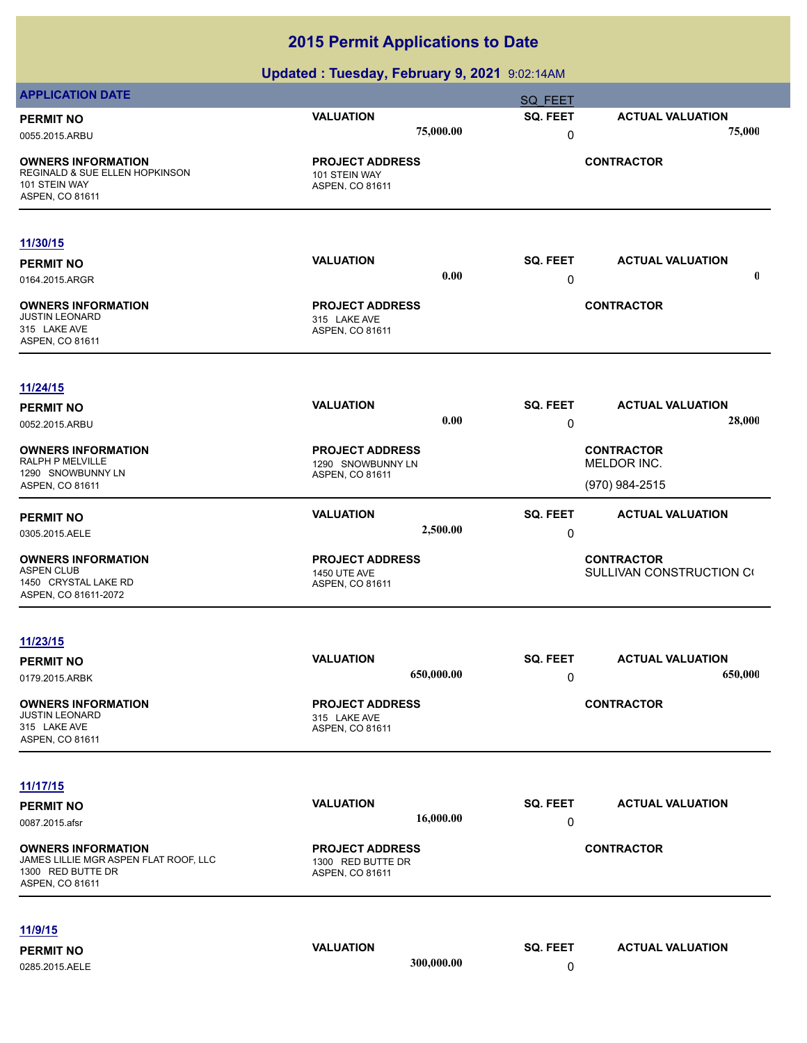# 2015 Permit Applications to Date

## Updated : Tuesday, February 9, 2021 9:02:14AM

| APPLICATION DATE | | SQ_FEET | |
|---|---|---|---|
| **PERMIT NO** | **VALUATION** | **SQ. FEET** | **ACTUAL VALUATION** |
| 0055.2015.ARBU | 75,000.00 | 0 | 75,000 |
| **OWNERS INFORMATION** | **PROJECT ADDRESS** | | **CONTRACTOR** |
| REGINALD & SUE ELLEN HOPKINSON<br>101 STEIN WAY<br>ASPEN, CO 81611 | 101 STEIN WAY<br>ASPEN, CO 81611 | | |

**11/30/15**

| **PERMIT NO** | **VALUATION** | **SQ. FEET** | **ACTUAL VALUATION** |
|---|---|---|---|
| 0164.2015.ARGR | 0.00 | 0 | 0 |
| **OWNERS INFORMATION** | **PROJECT ADDRESS** | | **CONTRACTOR** |
| JUSTIN LEONARD<br>315 LAKE AVE<br>ASPEN, CO 81611 | 315 LAKE AVE<br>ASPEN, CO 81611 | | |

**11/24/15**

| **PERMIT NO** | **VALUATION** | **SQ. FEET** | **ACTUAL VALUATION** |
|---|---|---|---|
| 0052.2015.ARBU | 0.00 | 0 | 28,000 |
| **OWNERS INFORMATION** | **PROJECT ADDRESS** | | **CONTRACTOR** |
| RALPH P MELVILLE<br>1290 SNOWBUNNY LN<br>ASPEN, CO 81611 | 1290 SNOWBUNNY LN<br>ASPEN, CO 81611 | | MELDOR INC.<br>(970) 984-2515 |

| **PERMIT NO** | **VALUATION** | **SQ. FEET** | **ACTUAL VALUATION** |
|---|---|---|---|
| 0305.2015.AELE | 2,500.00 | 0 | |
| **OWNERS INFORMATION** | **PROJECT ADDRESS** | | **CONTRACTOR** |
| ASPEN CLUB<br>1450 CRYSTAL LAKE RD<br>ASPEN, CO 81611-2072 | 1450 UTE AVE<br>ASPEN, CO 81611 | | SULLIVAN CONSTRUCTION C( |

**11/23/15**

| **PERMIT NO** | **VALUATION** | **SQ. FEET** | **ACTUAL VALUATION** |
|---|---|---|---|
| 0179.2015.ARBK | 650,000.00 | 0 | 650,000 |
| **OWNERS INFORMATION** | **PROJECT ADDRESS** | | **CONTRACTOR** |
| JUSTIN LEONARD<br>315 LAKE AVE<br>ASPEN, CO 81611 | 315 LAKE AVE<br>ASPEN, CO 81611 | | |

**11/17/15**

| **PERMIT NO** | **VALUATION** | **SQ. FEET** | **ACTUAL VALUATION** |
|---|---|---|---|
| 0087.2015.afsr | 16,000.00 | 0 | |
| **OWNERS INFORMATION** | **PROJECT ADDRESS** | | **CONTRACTOR** |
| JAMES LILLIE MGR ASPEN FLAT ROOF, LLC<br>1300 RED BUTTE DR<br>ASPEN, CO 81611 | 1300 RED BUTTE DR<br>ASPEN, CO 81611 | | |

**11/9/15**

| **PERMIT NO** | **VALUATION** | **SQ. FEET** | **ACTUAL VALUATION** |
|---|---|---|---|
| 0285.2015.AELE | 300,000.00 | 0 | |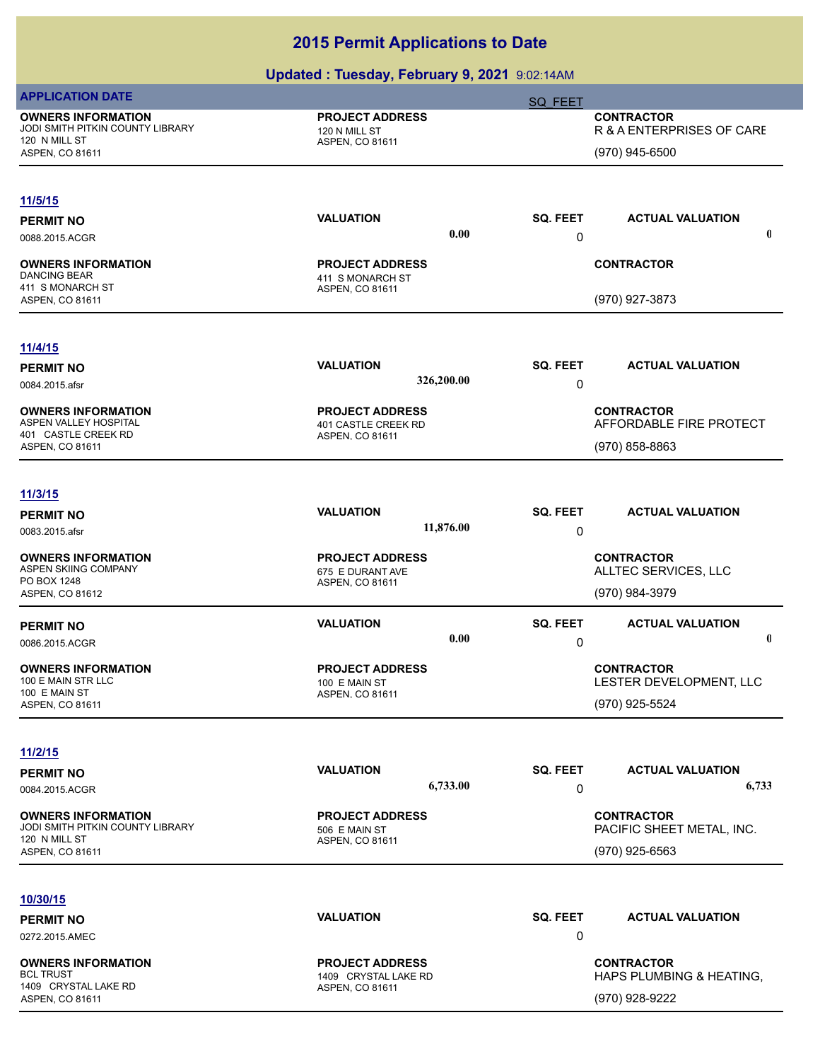# 2015 Permit Applications to Date

## Updated : Tuesday, February 9, 2021 9:02:14AM

**APPLICATION DATE** | **SQ_FEET**

| OWNERS INFORMATION | PROJECT ADDRESS | CONTRACTOR |
|---|---|---|
| JODI SMITH PITKIN COUNTY LIBRARY<br>120 N MILL ST<br>ASPEN, CO 81611 | 120 N MILL ST<br>ASPEN, CO 81611 | R & A ENTERPRISES OF CARE<br>(970) 945-6500 |

---

**11/5/15**

| PERMIT NO | VALUATION | SQ. FEET | ACTUAL VALUATION |
|---|---|---|---|
| 0088.2015.ACGR | 0.00 | 0 | 0 |

| OWNERS INFORMATION | PROJECT ADDRESS | CONTRACTOR |
|---|---|---|
| DANCING BEAR<br>411 S MONARCH ST<br>ASPEN, CO 81611 | 411 S MONARCH ST<br>ASPEN, CO 81611 | (970) 927-3873 |

---

**11/4/15**

| PERMIT NO | VALUATION | SQ. FEET | ACTUAL VALUATION |
|---|---|---|---|
| 0084.2015.afsr | 326,200.00 | 0 | |

| OWNERS INFORMATION | PROJECT ADDRESS | CONTRACTOR |
|---|---|---|
| ASPEN VALLEY HOSPITAL<br>401 CASTLE CREEK RD<br>ASPEN, CO 81611 | 401 CASTLE CREEK RD<br>ASPEN, CO 81611 | AFFORDABLE FIRE PROTECT<br>(970) 858-8863 |

---

**11/3/15**

| PERMIT NO | VALUATION | SQ. FEET | ACTUAL VALUATION |
|---|---|---|---|
| 0083.2015.afsr | 11,876.00 | 0 | |

| OWNERS INFORMATION | PROJECT ADDRESS | CONTRACTOR |
|---|---|---|
| ASPEN SKIING COMPANY<br>PO BOX 1248<br>ASPEN, CO 81612 | 675 E DURANT AVE<br>ASPEN, CO 81611 | ALLTEC SERVICES, LLC<br>(970) 984-3979 |

| PERMIT NO | VALUATION | SQ. FEET | ACTUAL VALUATION |
|---|---|---|---|
| 0086.2015.ACGR | 0.00 | 0 | 0 |

| OWNERS INFORMATION | PROJECT ADDRESS | CONTRACTOR |
|---|---|---|
| 100 E MAIN STR LLC<br>100 E MAIN ST<br>ASPEN, CO 81611 | 100 E MAIN ST<br>ASPEN, CO 81611 | LESTER DEVELOPMENT, LLC<br>(970) 925-5524 |

---

**11/2/15**

| PERMIT NO | VALUATION | SQ. FEET | ACTUAL VALUATION |
|---|---|---|---|
| 0084.2015.ACGR | 6,733.00 | 0 | 6,733 |

| OWNERS INFORMATION | PROJECT ADDRESS | CONTRACTOR |
|---|---|---|
| JODI SMITH PITKIN COUNTY LIBRARY<br>120 N MILL ST<br>ASPEN, CO 81611 | 506 E MAIN ST<br>ASPEN, CO 81611 | PACIFIC SHEET METAL, INC.<br>(970) 925-6563 |

---

**10/30/15**

| PERMIT NO | VALUATION | SQ. FEET | ACTUAL VALUATION |
|---|---|---|---|
| 0272.2015.AMEC | | 0 | |

| OWNERS INFORMATION | PROJECT ADDRESS | CONTRACTOR |
|---|---|---|
| BCL TRUST<br>1409 CRYSTAL LAKE RD<br>ASPEN, CO 81611 | 1409 CRYSTAL LAKE RD<br>ASPEN, CO 81611 | HAPS PLUMBING & HEATING,<br>(970) 928-9222 |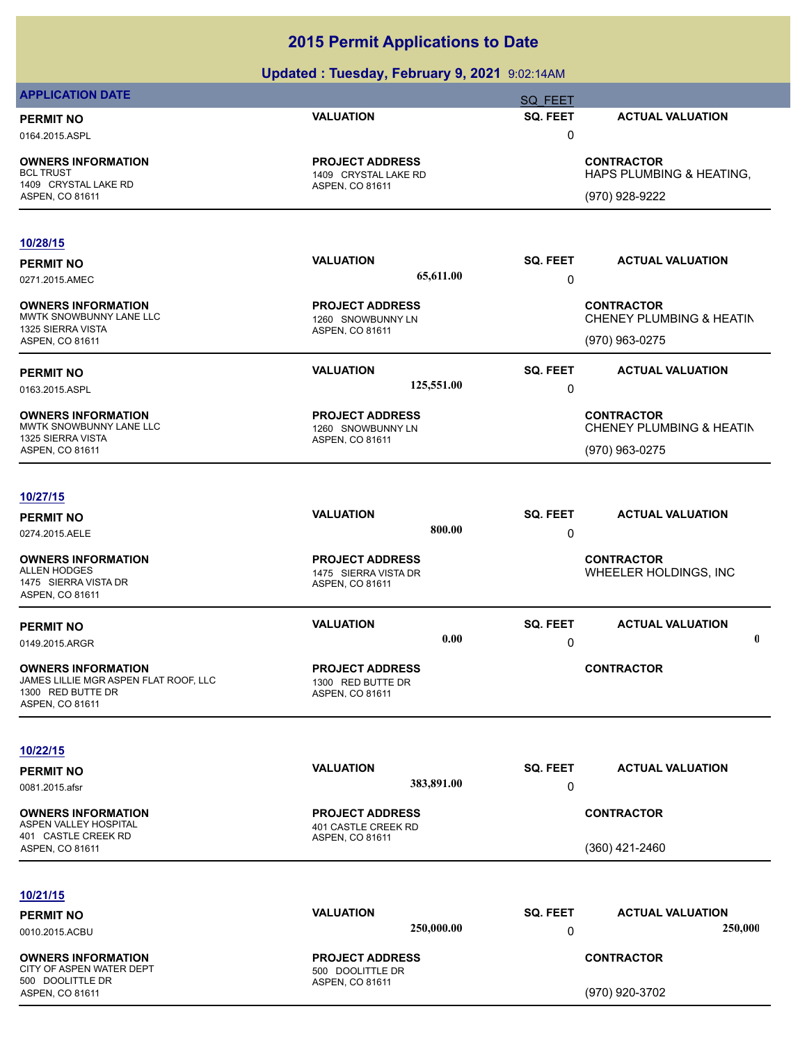# 2015 Permit Applications to Date

## Updated : Tuesday, February 9, 2021 9:02:14AM

**APPLICATION DATE** | SQ_FEET

| PERMIT NO | VALUATION | SQ. FEET | ACTUAL VALUATION |
|---|---|---|---|
| 0164.2015.ASPL | | 0 | |

| OWNERS INFORMATION | PROJECT ADDRESS | CONTRACTOR |
|---|---|---|
| BCL TRUST<br>1409 CRYSTAL LAKE RD<br>ASPEN, CO 81611 | 1409 CRYSTAL LAKE RD<br>ASPEN, CO 81611 | HAPS PLUMBING & HEATING,<br>(970) 928-9222 |

### 10/28/15

| PERMIT NO | VALUATION | SQ. FEET | ACTUAL VALUATION |
|---|---|---|---|
| 0271.2015.AMEC | 65,611.00 | 0 | |

| OWNERS INFORMATION | PROJECT ADDRESS | CONTRACTOR |
|---|---|---|
| MWTK SNOWBUNNY LANE LLC<br>1325 SIERRA VISTA<br>ASPEN, CO 81611 | 1260 SNOWBUNNY LN<br>ASPEN, CO 81611 | CHENEY PLUMBING & HEATIN<br>(970) 963-0275 |

| PERMIT NO | VALUATION | SQ. FEET | ACTUAL VALUATION |
|---|---|---|---|
| 0163.2015.ASPL | 125,551.00 | 0 | |

| OWNERS INFORMATION | PROJECT ADDRESS | CONTRACTOR |
|---|---|---|
| MWTK SNOWBUNNY LANE LLC<br>1325 SIERRA VISTA<br>ASPEN, CO 81611 | 1260 SNOWBUNNY LN<br>ASPEN, CO 81611 | CHENEY PLUMBING & HEATIN<br>(970) 963-0275 |

### 10/27/15

| PERMIT NO | VALUATION | SQ. FEET | ACTUAL VALUATION |
|---|---|---|---|
| 0274.2015.AELE | 800.00 | 0 | |

| OWNERS INFORMATION | PROJECT ADDRESS | CONTRACTOR |
|---|---|---|
| ALLEN HODGES<br>1475 SIERRA VISTA DR<br>ASPEN, CO 81611 | 1475 SIERRA VISTA DR<br>ASPEN, CO 81611 | WHEELER HOLDINGS, INC |

| PERMIT NO | VALUATION | SQ. FEET | ACTUAL VALUATION |
|---|---|---|---|
| 0149.2015.ARGR | 0.00 | 0 | 0 |

| OWNERS INFORMATION | PROJECT ADDRESS | CONTRACTOR |
|---|---|---|
| JAMES LILLIE MGR ASPEN FLAT ROOF, LLC<br>1300 RED BUTTE DR<br>ASPEN, CO 81611 | 1300 RED BUTTE DR<br>ASPEN, CO 81611 | |

### 10/22/15

| PERMIT NO | VALUATION | SQ. FEET | ACTUAL VALUATION |
|---|---|---|---|
| 0081.2015.afsr | 383,891.00 | 0 | |

| OWNERS INFORMATION | PROJECT ADDRESS | CONTRACTOR |
|---|---|---|
| ASPEN VALLEY HOSPITAL<br>401 CASTLE CREEK RD<br>ASPEN, CO 81611 | 401 CASTLE CREEK RD<br>ASPEN, CO 81611 | (360) 421-2460 |

### 10/21/15

| PERMIT NO | VALUATION | SQ. FEET | ACTUAL VALUATION |
|---|---|---|---|
| 0010.2015.ACBU | 250,000.00 | 0 | 250,000 |

| OWNERS INFORMATION | PROJECT ADDRESS | CONTRACTOR |
|---|---|---|
| CITY OF ASPEN WATER DEPT<br>500 DOOLITTLE DR<br>ASPEN, CO 81611 | 500 DOOLITTLE DR<br>ASPEN, CO 81611 | (970) 920-3702 |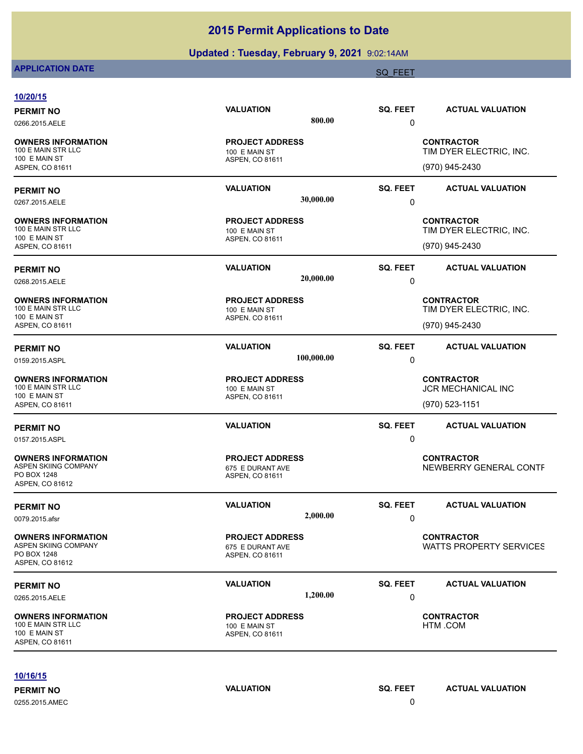# 2015 Permit Applications to Date

**Updated : Tuesday, February 9, 2021** 9:02:14AM

**APPLICATION DATE** SQ_FEET

**10/20/15**

| PERMIT NO | VALUATION | SQ. FEET | ACTUAL VALUATION |
|---|---|---|---|
| 0266.2015.AELE | 800.00 | 0 | |

| OWNERS INFORMATION | PROJECT ADDRESS | CONTRACTOR |
|---|---|---|
| 100 E MAIN STR LLC<br>100 E MAIN ST<br>ASPEN, CO 81611 | 100 E MAIN ST<br>ASPEN, CO 81611 | TIM DYER ELECTRIC, INC.<br>(970) 945-2430 |

| PERMIT NO | VALUATION | SQ. FEET | ACTUAL VALUATION |
|---|---|---|---|
| 0267.2015.AELE | 30,000.00 | 0 | |

| OWNERS INFORMATION | PROJECT ADDRESS | CONTRACTOR |
|---|---|---|
| 100 E MAIN STR LLC<br>100 E MAIN ST<br>ASPEN, CO 81611 | 100 E MAIN ST<br>ASPEN, CO 81611 | TIM DYER ELECTRIC, INC.<br>(970) 945-2430 |

| PERMIT NO | VALUATION | SQ. FEET | ACTUAL VALUATION |
|---|---|---|---|
| 0268.2015.AELE | 20,000.00 | 0 | |

| OWNERS INFORMATION | PROJECT ADDRESS | CONTRACTOR |
|---|---|---|
| 100 E MAIN STR LLC<br>100 E MAIN ST<br>ASPEN, CO 81611 | 100 E MAIN ST<br>ASPEN, CO 81611 | TIM DYER ELECTRIC, INC.<br>(970) 945-2430 |

| PERMIT NO | VALUATION | SQ. FEET | ACTUAL VALUATION |
|---|---|---|---|
| 0159.2015.ASPL | 100,000.00 | 0 | |

| OWNERS INFORMATION | PROJECT ADDRESS | CONTRACTOR |
|---|---|---|
| 100 E MAIN STR LLC<br>100 E MAIN ST<br>ASPEN, CO 81611 | 100 E MAIN ST<br>ASPEN, CO 81611 | JCR MECHANICAL INC<br>(970) 523-1151 |

| PERMIT NO | VALUATION | SQ. FEET | ACTUAL VALUATION |
|---|---|---|---|
| 0157.2015.ASPL | | 0 | |

| OWNERS INFORMATION | PROJECT ADDRESS | CONTRACTOR |
|---|---|---|
| ASPEN SKIING COMPANY<br>PO BOX 1248<br>ASPEN, CO 81612 | 675 E DURANT AVE<br>ASPEN, CO 81611 | NEWBERRY GENERAL CONTF |

| PERMIT NO | VALUATION | SQ. FEET | ACTUAL VALUATION |
|---|---|---|---|
| 0079.2015.afsr | 2,000.00 | 0 | |

| OWNERS INFORMATION | PROJECT ADDRESS | CONTRACTOR |
|---|---|---|
| ASPEN SKIING COMPANY<br>PO BOX 1248<br>ASPEN, CO 81612 | 675 E DURANT AVE<br>ASPEN, CO 81611 | WATTS PROPERTY SERVICES |

| PERMIT NO | VALUATION | SQ. FEET | ACTUAL VALUATION |
|---|---|---|---|
| 0265.2015.AELE | 1,200.00 | 0 | |

| OWNERS INFORMATION | PROJECT ADDRESS | CONTRACTOR |
|---|---|---|
| 100 E MAIN STR LLC<br>100 E MAIN ST<br>ASPEN, CO 81611 | 100 E MAIN ST<br>ASPEN, CO 81611 | HTM .COM |

**10/16/15**

| PERMIT NO | VALUATION | SQ. FEET | ACTUAL VALUATION |
|---|---|---|---|
| 0255.2015.AMEC | | 0 | |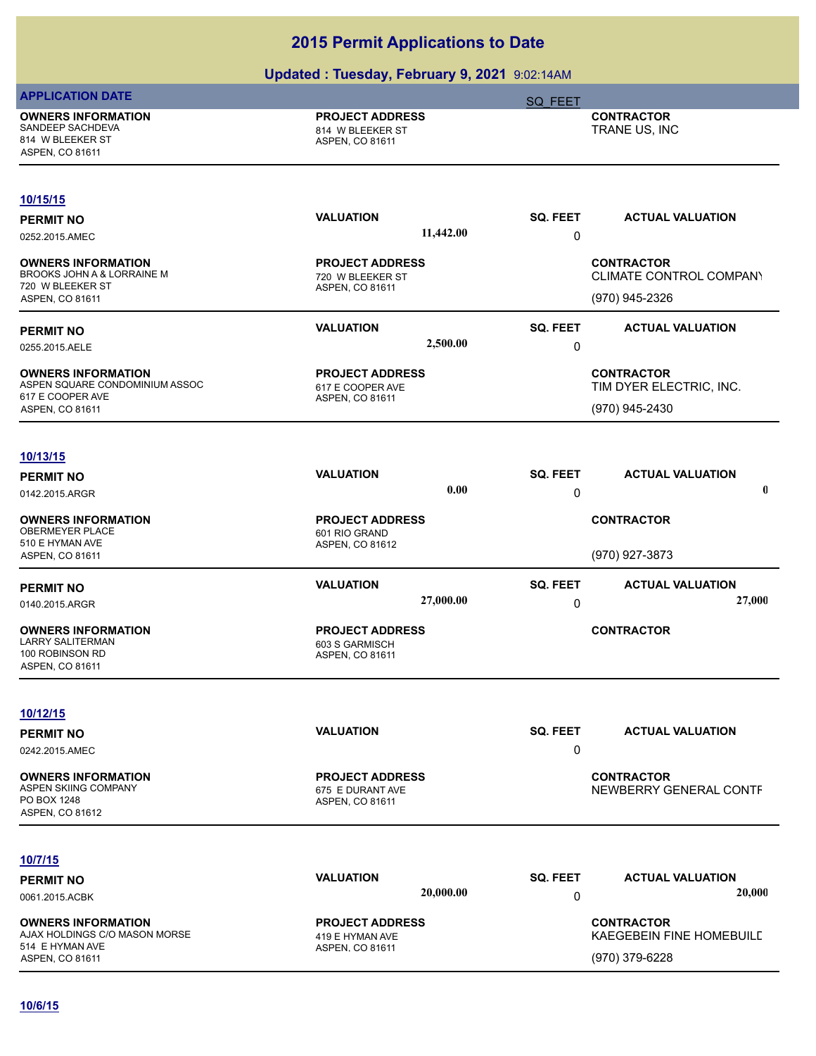# 2015 Permit Applications to Date

## Updated : Tuesday, February 9, 2021 9:02:14AM

| APPLICATION DATE | | SQ_FEET | |
|---|---|---|---|
| **OWNERS INFORMATION**<br>SANDEEP SACHDEVA<br>814 W BLEEKER ST<br>ASPEN, CO 81611 | **PROJECT ADDRESS**<br>814 W BLEEKER ST<br>ASPEN, CO 81611 | | **CONTRACTOR**<br>TRANE US, INC |

**10/15/15**

| PERMIT NO | VALUATION | SQ. FEET | ACTUAL VALUATION |
|---|---|---|---|
| 0252.2015.AMEC | 11,442.00 | 0 | |
| **OWNERS INFORMATION**<br>BROOKS JOHN A & LORRAINE M<br>720 W BLEEKER ST<br>ASPEN, CO 81611 | **PROJECT ADDRESS**<br>720 W BLEEKER ST<br>ASPEN, CO 81611 | | **CONTRACTOR**<br>CLIMATE CONTROL COMPANY<br>(970) 945-2326 |
| 0255.2015.AELE | 2,500.00 | 0 | |
| **OWNERS INFORMATION**<br>ASPEN SQUARE CONDOMINIUM ASSOC<br>617 E COOPER AVE<br>ASPEN, CO 81611 | **PROJECT ADDRESS**<br>617 E COOPER AVE<br>ASPEN, CO 81611 | | **CONTRACTOR**<br>TIM DYER ELECTRIC, INC.<br>(970) 945-2430 |

**10/13/15**

| PERMIT NO | VALUATION | SQ. FEET | ACTUAL VALUATION |
|---|---|---|---|
| 0142.2015.ARGR | 0.00 | 0 | 0 |
| **OWNERS INFORMATION**<br>OBERMEYER PLACE<br>510 E HYMAN AVE<br>ASPEN, CO 81611 | **PROJECT ADDRESS**<br>601 RIO GRAND<br>ASPEN, CO 81612 | | **CONTRACTOR**<br>(970) 927-3873 |
| 0140.2015.ARGR | 27,000.00 | 0 | 27,000 |
| **OWNERS INFORMATION**<br>LARRY SALITERMAN<br>100 ROBINSON RD<br>ASPEN, CO 81611 | **PROJECT ADDRESS**<br>603 S GARMISCH<br>ASPEN, CO 81611 | | **CONTRACTOR** |

**10/12/15**

| PERMIT NO | VALUATION | SQ. FEET | ACTUAL VALUATION |
|---|---|---|---|
| 0242.2015.AMEC | | 0 | |
| **OWNERS INFORMATION**<br>ASPEN SKIING COMPANY<br>PO BOX 1248<br>ASPEN, CO 81612 | **PROJECT ADDRESS**<br>675 E DURANT AVE<br>ASPEN, CO 81611 | | **CONTRACTOR**<br>NEWBERRY GENERAL CONTF |

**10/7/15**

| PERMIT NO | VALUATION | SQ. FEET | ACTUAL VALUATION |
|---|---|---|---|
| 0061.2015.ACBK | 20,000.00 | 0 | 20,000 |
| **OWNERS INFORMATION**<br>AJAX HOLDINGS C/O MASON MORSE<br>514 E HYMAN AVE<br>ASPEN, CO 81611 | **PROJECT ADDRESS**<br>419 E HYMAN AVE<br>ASPEN, CO 81611 | | **CONTRACTOR**<br>KAEGEBEIN FINE HOMEBUILD<br>(970) 379-6228 |

**10/6/15**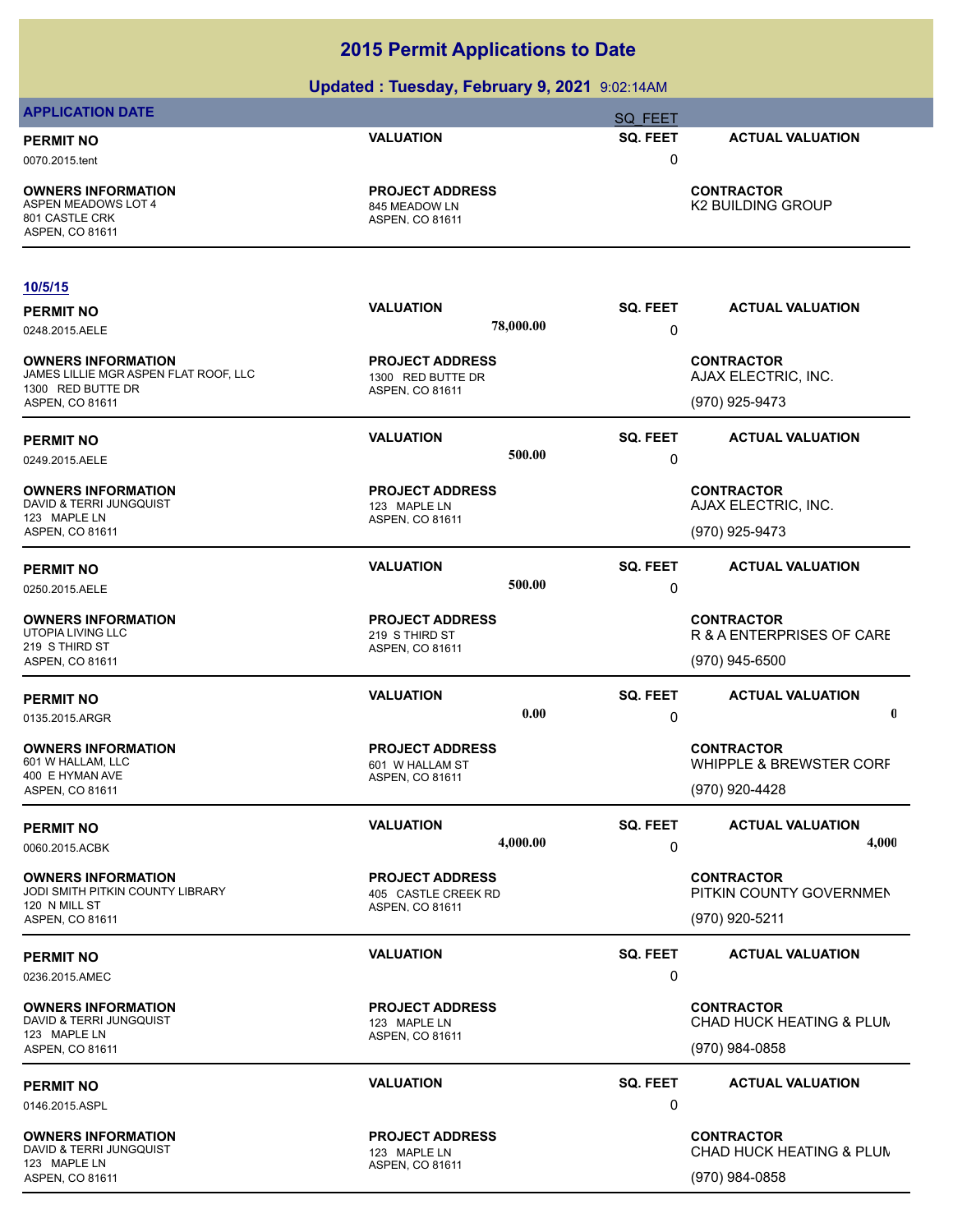# 2015 Permit Applications to Date

## Updated : Tuesday, February 9, 2021 9:02:14AM

**APPLICATION DATE** SQ_FEET

| PERMIT NO | VALUATION | SQ. FEET | ACTUAL VALUATION |
|---|---|---|---|
| 0070.2015.tent | | 0 | |

| OWNERS INFORMATION | PROJECT ADDRESS | CONTRACTOR |
|---|---|---|
| ASPEN MEADOWS LOT 4<br>801 CASTLE CRK<br>ASPEN, CO 81611 | 845 MEADOW LN<br>ASPEN, CO 81611 | K2 BUILDING GROUP |

**10/5/15**

| PERMIT NO | VALUATION | SQ. FEET | ACTUAL VALUATION |
|---|---|---|---|
| 0248.2015.AELE | 78,000.00 | 0 | |

| OWNERS INFORMATION | PROJECT ADDRESS | CONTRACTOR |
|---|---|---|
| JAMES LILLIE MGR ASPEN FLAT ROOF, LLC<br>1300 RED BUTTE DR<br>ASPEN, CO 81611 | 1300 RED BUTTE DR<br>ASPEN, CO 81611 | AJAX ELECTRIC, INC.<br>(970) 925-9473 |

| PERMIT NO | VALUATION | SQ. FEET | ACTUAL VALUATION |
|---|---|---|---|
| 0249.2015.AELE | 500.00 | 0 | |

| OWNERS INFORMATION | PROJECT ADDRESS | CONTRACTOR |
|---|---|---|
| DAVID & TERRI JUNGQUIST<br>123 MAPLE LN<br>ASPEN, CO 81611 | 123 MAPLE LN<br>ASPEN, CO 81611 | AJAX ELECTRIC, INC.<br>(970) 925-9473 |

| PERMIT NO | VALUATION | SQ. FEET | ACTUAL VALUATION |
|---|---|---|---|
| 0250.2015.AELE | 500.00 | 0 | |

| OWNERS INFORMATION | PROJECT ADDRESS | CONTRACTOR |
|---|---|---|
| UTOPIA LIVING LLC<br>219 S THIRD ST<br>ASPEN, CO 81611 | 219 S THIRD ST<br>ASPEN, CO 81611 | R & A ENTERPRISES OF CARE<br>(970) 945-6500 |

| PERMIT NO | VALUATION | SQ. FEET | ACTUAL VALUATION |
|---|---|---|---|
| 0135.2015.ARGR | 0.00 | 0 | 0 |

| OWNERS INFORMATION | PROJECT ADDRESS | CONTRACTOR |
|---|---|---|
| 601 W HALLAM, LLC<br>400 E HYMAN AVE<br>ASPEN, CO 81611 | 601 W HALLAM ST<br>ASPEN, CO 81611 | WHIPPLE & BREWSTER CORF<br>(970) 920-4428 |

| PERMIT NO | VALUATION | SQ. FEET | ACTUAL VALUATION |
|---|---|---|---|
| 0060.2015.ACBK | 4,000.00 | 0 | 4,000 |

| OWNERS INFORMATION | PROJECT ADDRESS | CONTRACTOR |
|---|---|---|
| JODI SMITH PITKIN COUNTY LIBRARY<br>120 N MILL ST<br>ASPEN, CO 81611 | 405 CASTLE CREEK RD<br>ASPEN, CO 81611 | PITKIN COUNTY GOVERNMEN<br>(970) 920-5211 |

| PERMIT NO | VALUATION | SQ. FEET | ACTUAL VALUATION |
|---|---|---|---|
| 0236.2015.AMEC | | 0 | |

| OWNERS INFORMATION | PROJECT ADDRESS | CONTRACTOR |
|---|---|---|
| DAVID & TERRI JUNGQUIST<br>123 MAPLE LN<br>ASPEN, CO 81611 | 123 MAPLE LN<br>ASPEN, CO 81611 | CHAD HUCK HEATING & PLUM<br>(970) 984-0858 |

| PERMIT NO | VALUATION | SQ. FEET | ACTUAL VALUATION |
|---|---|---|---|
| 0146.2015.ASPL | | 0 | |

| OWNERS INFORMATION | PROJECT ADDRESS | CONTRACTOR |
|---|---|---|
| DAVID & TERRI JUNGQUIST<br>123 MAPLE LN<br>ASPEN, CO 81611 | 123 MAPLE LN<br>ASPEN, CO 81611 | CHAD HUCK HEATING & PLUM<br>(970) 984-0858 |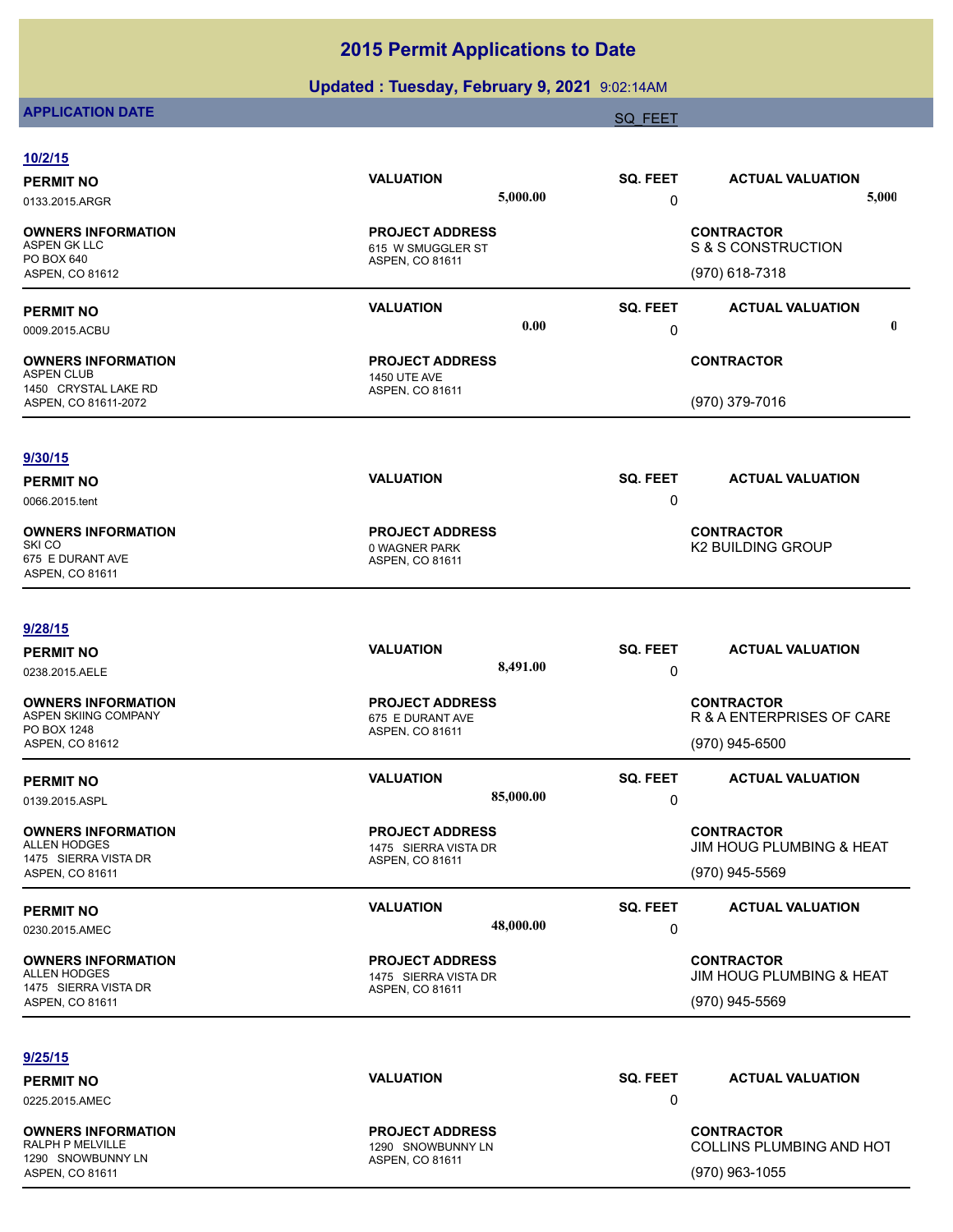# 2015 Permit Applications to Date

**Updated : Tuesday, February 9, 2021** 9:02:14AM

**APPLICATION DATE** | SQ_FEET

## 10/2/15

| PERMIT NO | VALUATION | SQ. FEET | ACTUAL VALUATION |
|---|---|---|---|
| 0133.2015.ARGR | 5,000.00 | 0 | 5,000 |

| OWNERS INFORMATION | PROJECT ADDRESS | CONTRACTOR |
|---|---|---|
| ASPEN GK LLC<br>PO BOX 640<br>ASPEN, CO 81612 | 615 W SMUGGLER ST<br>ASPEN, CO 81611 | S & S CONSTRUCTION<br>(970) 618-7318 |

| PERMIT NO | VALUATION | SQ. FEET | ACTUAL VALUATION |
|---|---|---|---|
| 0009.2015.ACBU | 0.00 | 0 | 0 |

| OWNERS INFORMATION | PROJECT ADDRESS | CONTRACTOR |
|---|---|---|
| ASPEN CLUB<br>1450 CRYSTAL LAKE RD<br>ASPEN, CO 81611-2072 | 1450 UTE AVE<br>ASPEN, CO 81611 | (970) 379-7016 |

## 9/30/15

| PERMIT NO | VALUATION | SQ. FEET | ACTUAL VALUATION |
|---|---|---|---|
| 0066.2015.tent | | 0 | |

| OWNERS INFORMATION | PROJECT ADDRESS | CONTRACTOR |
|---|---|---|
| SKI CO<br>675 E DURANT AVE<br>ASPEN, CO 81611 | 0 WAGNER PARK<br>ASPEN, CO 81611 | K2 BUILDING GROUP |

## 9/28/15

| PERMIT NO | VALUATION | SQ. FEET | ACTUAL VALUATION |
|---|---|---|---|
| 0238.2015.AELE | 8,491.00 | 0 | |

| OWNERS INFORMATION | PROJECT ADDRESS | CONTRACTOR |
|---|---|---|
| ASPEN SKIING COMPANY<br>PO BOX 1248<br>ASPEN, CO 81612 | 675 E DURANT AVE<br>ASPEN, CO 81611 | R & A ENTERPRISES OF CARE<br>(970) 945-6500 |

| PERMIT NO | VALUATION | SQ. FEET | ACTUAL VALUATION |
|---|---|---|---|
| 0139.2015.ASPL | 85,000.00 | 0 | |

| OWNERS INFORMATION | PROJECT ADDRESS | CONTRACTOR |
|---|---|---|
| ALLEN HODGES<br>1475 SIERRA VISTA DR<br>ASPEN, CO 81611 | 1475 SIERRA VISTA DR<br>ASPEN, CO 81611 | JIM HOUG PLUMBING & HEAT<br>(970) 945-5569 |

| PERMIT NO | VALUATION | SQ. FEET | ACTUAL VALUATION |
|---|---|---|---|
| 0230.2015.AMEC | 48,000.00 | 0 | |

| OWNERS INFORMATION | PROJECT ADDRESS | CONTRACTOR |
|---|---|---|
| ALLEN HODGES<br>1475 SIERRA VISTA DR<br>ASPEN, CO 81611 | 1475 SIERRA VISTA DR<br>ASPEN, CO 81611 | JIM HOUG PLUMBING & HEAT<br>(970) 945-5569 |

## 9/25/15

| PERMIT NO | VALUATION | SQ. FEET | ACTUAL VALUATION |
|---|---|---|---|
| 0225.2015.AMEC | | 0 | |

| OWNERS INFORMATION | PROJECT ADDRESS | CONTRACTOR |
|---|---|---|
| RALPH P MELVILLE<br>1290 SNOWBUNNY LN<br>ASPEN, CO 81611 | 1290 SNOWBUNNY LN<br>ASPEN, CO 81611 | COLLINS PLUMBING AND HOT<br>(970) 963-1055 |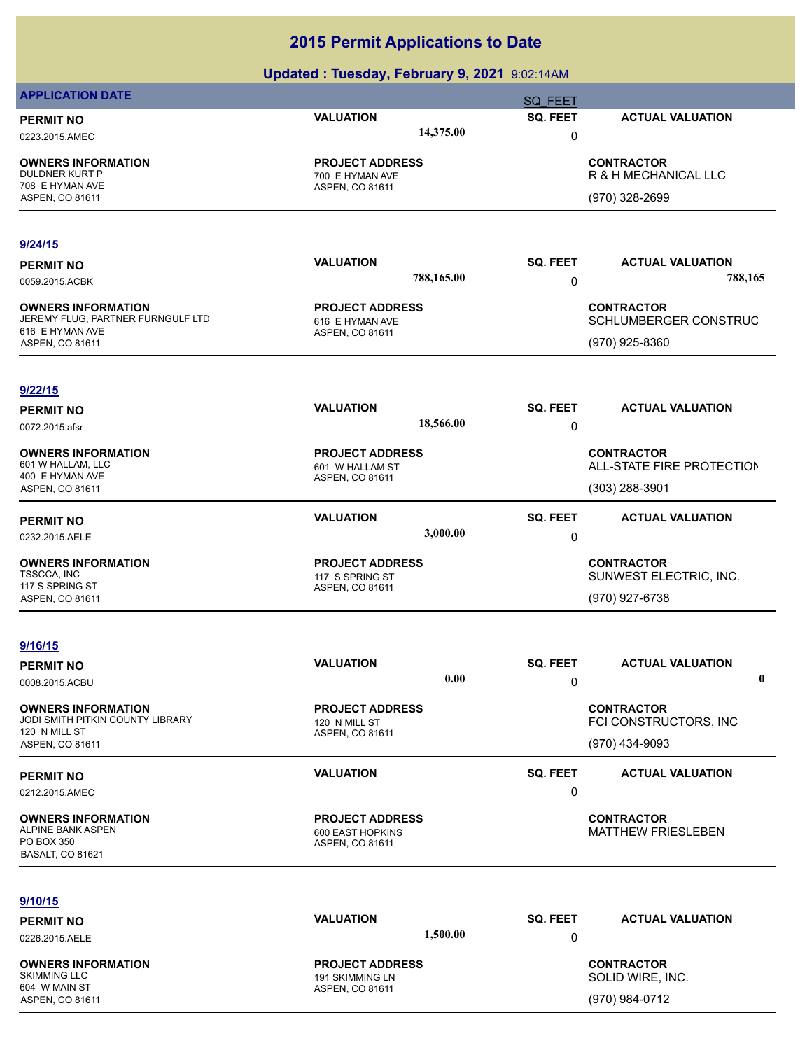# 2015 Permit Applications to Date

## Updated : Tuesday, February 9, 2021 9:02:14AM

**APPLICATION DATE** SQ_FEET

| PERMIT NO | VALUATION | SQ. FEET | ACTUAL VALUATION |
|---|---|---|---|
| 0223.2015.AMEC | 14,375.00 | 0 | |

| OWNERS INFORMATION | PROJECT ADDRESS | CONTRACTOR |
|---|---|---|
| DULDNER KURT P<br>708 E HYMAN AVE<br>ASPEN, CO 81611 | 700 E HYMAN AVE<br>ASPEN, CO 81611 | R & H MECHANICAL LLC<br>(970) 328-2699 |

### 9/24/15

| PERMIT NO | VALUATION | SQ. FEET | ACTUAL VALUATION |
|---|---|---|---|
| 0059.2015.ACBK | 788,165.00 | 0 | 788,165 |

| OWNERS INFORMATION | PROJECT ADDRESS | CONTRACTOR |
|---|---|---|
| JEREMY FLUG, PARTNER FURNGULF LTD<br>616 E HYMAN AVE<br>ASPEN, CO 81611 | 616 E HYMAN AVE<br>ASPEN, CO 81611 | SCHLUMBERGER CONSTRUC<br>(970) 925-8360 |

### 9/22/15

| PERMIT NO | VALUATION | SQ. FEET | ACTUAL VALUATION |
|---|---|---|---|
| 0072.2015.afsr | 18,566.00 | 0 | |

| OWNERS INFORMATION | PROJECT ADDRESS | CONTRACTOR |
|---|---|---|
| 601 W HALLAM, LLC<br>400 E HYMAN AVE<br>ASPEN, CO 81611 | 601 W HALLAM ST<br>ASPEN, CO 81611 | ALL-STATE FIRE PROTECTION<br>(303) 288-3901 |

| PERMIT NO | VALUATION | SQ. FEET | ACTUAL VALUATION |
|---|---|---|---|
| 0232.2015.AELE | 3,000.00 | 0 | |

| OWNERS INFORMATION | PROJECT ADDRESS | CONTRACTOR |
|---|---|---|
| TSSCCA, INC<br>117 S SPRING ST<br>ASPEN, CO 81611 | 117 S SPRING ST<br>ASPEN, CO 81611 | SUNWEST ELECTRIC, INC.<br>(970) 927-6738 |

### 9/16/15

| PERMIT NO | VALUATION | SQ. FEET | ACTUAL VALUATION |
|---|---|---|---|
| 0008.2015.ACBU | 0.00 | 0 | 0 |

| OWNERS INFORMATION | PROJECT ADDRESS | CONTRACTOR |
|---|---|---|
| JODI SMITH PITKIN COUNTY LIBRARY<br>120 N MILL ST<br>ASPEN, CO 81611 | 120 N MILL ST<br>ASPEN, CO 81611 | FCI CONSTRUCTORS, INC<br>(970) 434-9093 |

| PERMIT NO | VALUATION | SQ. FEET | ACTUAL VALUATION |
|---|---|---|---|
| 0212.2015.AMEC | | 0 | |

| OWNERS INFORMATION | PROJECT ADDRESS | CONTRACTOR |
|---|---|---|
| ALPINE BANK ASPEN<br>PO BOX 350<br>BASALT, CO 81621 | 600 EAST HOPKINS<br>ASPEN, CO 81611 | MATTHEW FRIESLEBEN |

### 9/10/15

| PERMIT NO | VALUATION | SQ. FEET | ACTUAL VALUATION |
|---|---|---|---|
| 0226.2015.AELE | 1,500.00 | 0 | |

| OWNERS INFORMATION | PROJECT ADDRESS | CONTRACTOR |
|---|---|---|
| SKIMMING LLC<br>604 W MAIN ST<br>ASPEN, CO 81611 | 191 SKIMMING LN<br>ASPEN, CO 81611 | SOLID WIRE, INC.<br>(970) 984-0712 |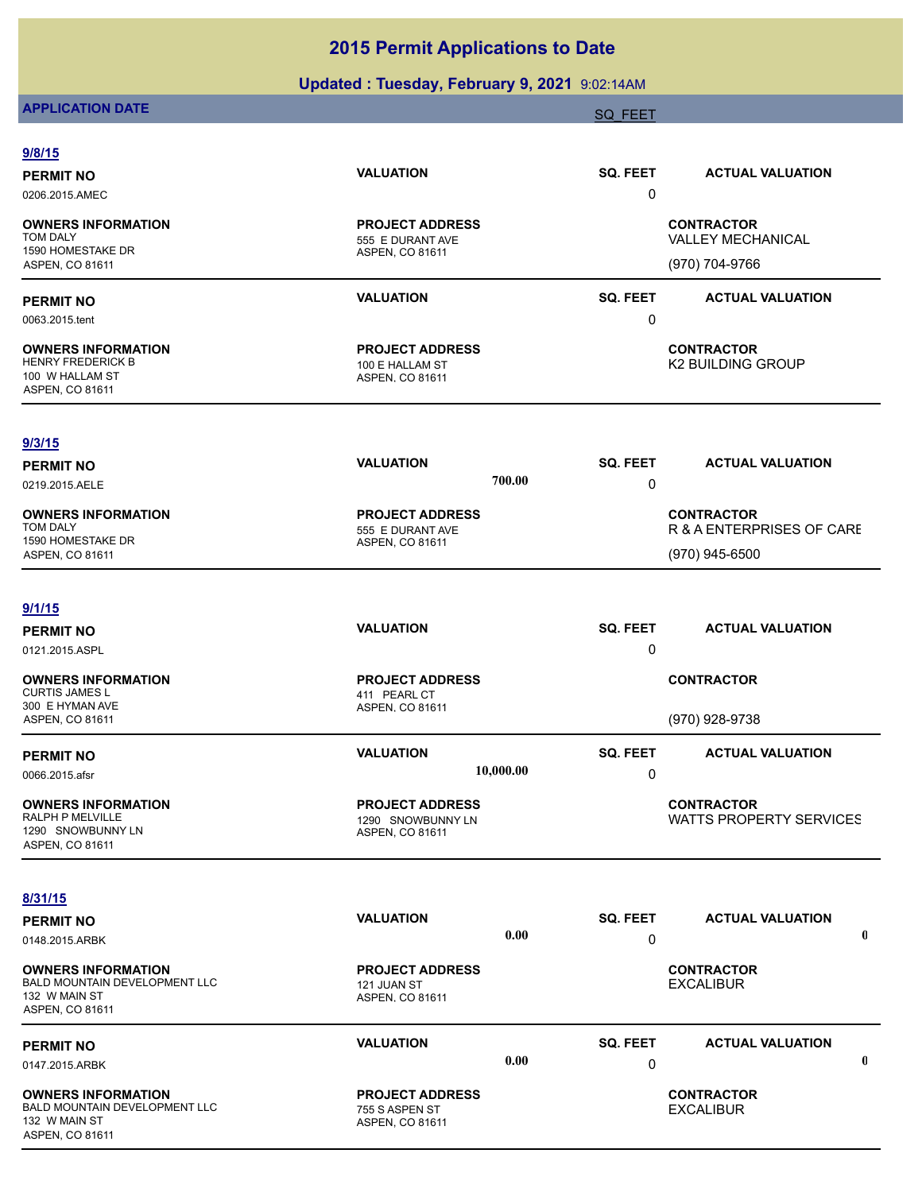# 2015 Permit Applications to Date

**Updated : Tuesday, February 9, 2021** 9:02:14AM

**APPLICATION DATE** | SQ_FEET

## 9/8/15

| PERMIT NO | VALUATION | SQ. FEET | ACTUAL VALUATION |
|---|---|---|---|
| 0206.2015.AMEC | | 0 | |

| OWNERS INFORMATION | PROJECT ADDRESS | CONTRACTOR |
|---|---|---|
| TOM DALY<br>1590 HOMESTAKE DR<br>ASPEN, CO 81611 | 555 E DURANT AVE<br>ASPEN, CO 81611 | VALLEY MECHANICAL<br>(970) 704-9766 |

| PERMIT NO | VALUATION | SQ. FEET | ACTUAL VALUATION |
|---|---|---|---|
| 0063.2015.tent | | 0 | |

| OWNERS INFORMATION | PROJECT ADDRESS | CONTRACTOR |
|---|---|---|
| HENRY FREDERICK B<br>100 W HALLAM ST<br>ASPEN, CO 81611 | 100 E HALLAM ST<br>ASPEN, CO 81611 | K2 BUILDING GROUP |

## 9/3/15

| PERMIT NO | VALUATION | SQ. FEET | ACTUAL VALUATION |
|---|---|---|---|
| 0219.2015.AELE | 700.00 | 0 | |

| OWNERS INFORMATION | PROJECT ADDRESS | CONTRACTOR |
|---|---|---|
| TOM DALY<br>1590 HOMESTAKE DR<br>ASPEN, CO 81611 | 555 E DURANT AVE<br>ASPEN, CO 81611 | R & A ENTERPRISES OF CARE<br>(970) 945-6500 |

## 9/1/15

| PERMIT NO | VALUATION | SQ. FEET | ACTUAL VALUATION |
|---|---|---|---|
| 0121.2015.ASPL | | 0 | |

| OWNERS INFORMATION | PROJECT ADDRESS | CONTRACTOR |
|---|---|---|
| CURTIS JAMES L<br>300 E HYMAN AVE<br>ASPEN, CO 81611 | 411 PEARL CT<br>ASPEN, CO 81611 | (970) 928-9738 |

| PERMIT NO | VALUATION | SQ. FEET | ACTUAL VALUATION |
|---|---|---|---|
| 0066.2015.afsr | 10,000.00 | 0 | |

| OWNERS INFORMATION | PROJECT ADDRESS | CONTRACTOR |
|---|---|---|
| RALPH P MELVILLE<br>1290 SNOWBUNNY LN<br>ASPEN, CO 81611 | 1290 SNOWBUNNY LN<br>ASPEN, CO 81611 | WATTS PROPERTY SERVICES |

## 8/31/15

| PERMIT NO | VALUATION | SQ. FEET | ACTUAL VALUATION |
|---|---|---|---|
| 0148.2015.ARBK | 0.00 | 0 | 0 |

| OWNERS INFORMATION | PROJECT ADDRESS | CONTRACTOR |
|---|---|---|
| BALD MOUNTAIN DEVELOPMENT LLC<br>132 W MAIN ST<br>ASPEN, CO 81611 | 121 JUAN ST<br>ASPEN, CO 81611 | EXCALIBUR |

| PERMIT NO | VALUATION | SQ. FEET | ACTUAL VALUATION |
|---|---|---|---|
| 0147.2015.ARBK | 0.00 | 0 | 0 |

| OWNERS INFORMATION | PROJECT ADDRESS | CONTRACTOR |
|---|---|---|
| BALD MOUNTAIN DEVELOPMENT LLC<br>132 W MAIN ST<br>ASPEN, CO 81611 | 755 S ASPEN ST<br>ASPEN, CO 81611 | EXCALIBUR |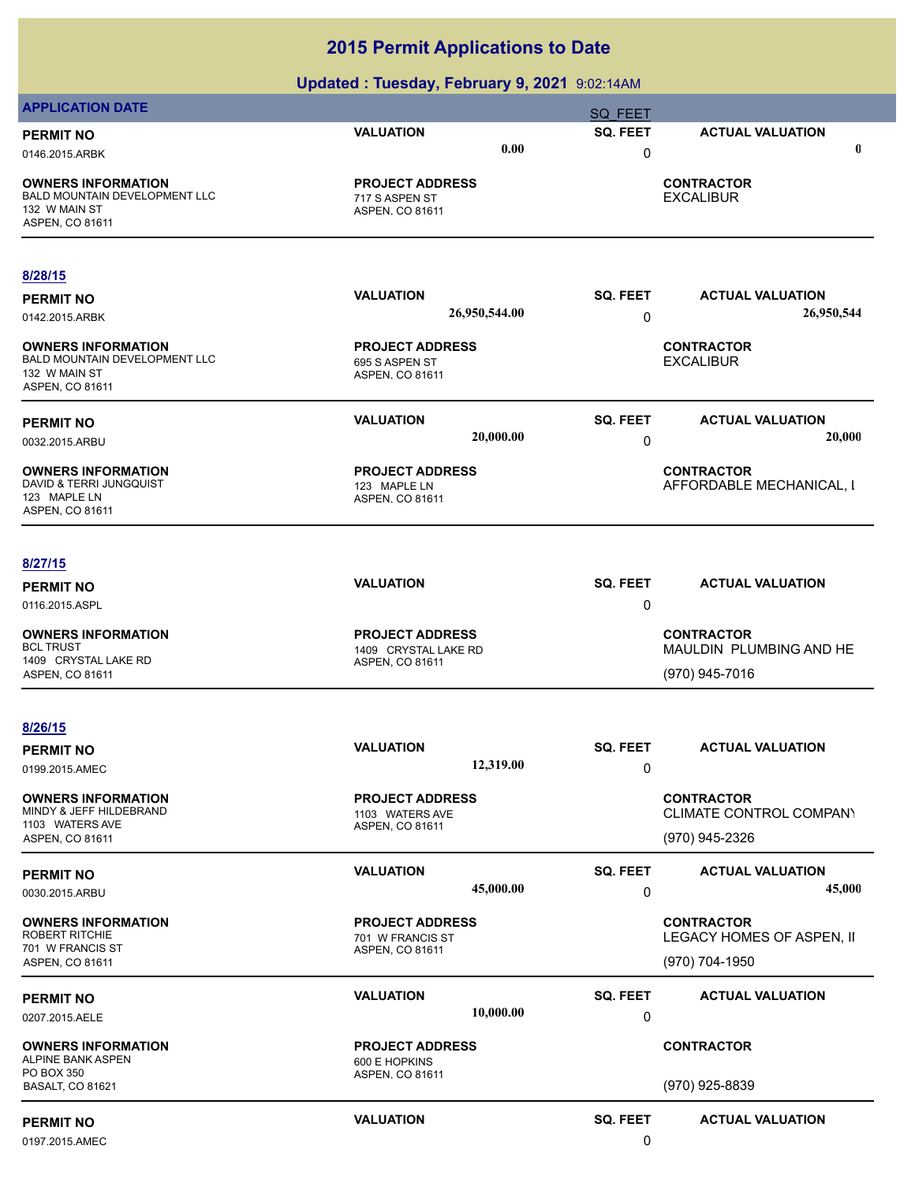# 2015 Permit Applications to Date

## Updated : Tuesday, February 9, 2021 9:02:14AM

**APPLICATION DATE** SQ_FEET

| PERMIT NO | VALUATION | SQ. FEET | ACTUAL VALUATION |
|---|---|---|---|
| 0146.2015.ARBK | 0.00 | 0 | 0 |

| OWNERS INFORMATION | PROJECT ADDRESS | CONTRACTOR |
|---|---|---|
| BALD MOUNTAIN DEVELOPMENT LLC<br>132 W MAIN ST<br>ASPEN, CO 81611 | 717 S ASPEN ST<br>ASPEN, CO 81611 | EXCALIBUR |

**8/28/15**

| PERMIT NO | VALUATION | SQ. FEET | ACTUAL VALUATION |
|---|---|---|---|
| 0142.2015.ARBK | 26,950,544.00 | 0 | 26,950,544 |

| OWNERS INFORMATION | PROJECT ADDRESS | CONTRACTOR |
|---|---|---|
| BALD MOUNTAIN DEVELOPMENT LLC<br>132 W MAIN ST<br>ASPEN, CO 81611 | 695 S ASPEN ST<br>ASPEN, CO 81611 | EXCALIBUR |

| PERMIT NO | VALUATION | SQ. FEET | ACTUAL VALUATION |
|---|---|---|---|
| 0032.2015.ARBU | 20,000.00 | 0 | 20,000 |

| OWNERS INFORMATION | PROJECT ADDRESS | CONTRACTOR |
|---|---|---|
| DAVID & TERRI JUNGQUIST<br>123 MAPLE LN<br>ASPEN, CO 81611 | 123 MAPLE LN<br>ASPEN, CO 81611 | AFFORDABLE MECHANICAL, I |

**8/27/15**

| PERMIT NO | VALUATION | SQ. FEET | ACTUAL VALUATION |
|---|---|---|---|
| 0116.2015.ASPL | | 0 | |

| OWNERS INFORMATION | PROJECT ADDRESS | CONTRACTOR |
|---|---|---|
| BCL TRUST<br>1409 CRYSTAL LAKE RD<br>ASPEN, CO 81611 | 1409 CRYSTAL LAKE RD<br>ASPEN, CO 81611 | MAULDIN PLUMBING AND HE<br>(970) 945-7016 |

**8/26/15**

| PERMIT NO | VALUATION | SQ. FEET | ACTUAL VALUATION |
|---|---|---|---|
| 0199.2015.AMEC | 12,319.00 | 0 | |

| OWNERS INFORMATION | PROJECT ADDRESS | CONTRACTOR |
|---|---|---|
| MINDY & JEFF HILDEBRAND<br>1103 WATERS AVE<br>ASPEN, CO 81611 | 1103 WATERS AVE<br>ASPEN, CO 81611 | CLIMATE CONTROL COMPANY<br>(970) 945-2326 |

| PERMIT NO | VALUATION | SQ. FEET | ACTUAL VALUATION |
|---|---|---|---|
| 0030.2015.ARBU | 45,000.00 | 0 | 45,000 |

| OWNERS INFORMATION | PROJECT ADDRESS | CONTRACTOR |
|---|---|---|
| ROBERT RITCHIE<br>701 W FRANCIS ST<br>ASPEN, CO 81611 | 701 W FRANCIS ST<br>ASPEN, CO 81611 | LEGACY HOMES OF ASPEN, II<br>(970) 704-1950 |

| PERMIT NO | VALUATION | SQ. FEET | ACTUAL VALUATION |
|---|---|---|---|
| 0207.2015.AELE | 10,000.00 | 0 | |

| OWNERS INFORMATION | PROJECT ADDRESS | CONTRACTOR |
|---|---|---|
| ALPINE BANK ASPEN<br>PO BOX 350<br>BASALT, CO 81621 | 600 E HOPKINS<br>ASPEN, CO 81611 | (970) 925-8839 |

| PERMIT NO | VALUATION | SQ. FEET | ACTUAL VALUATION |
|---|---|---|---|
| 0197.2015.AMEC | | 0 | |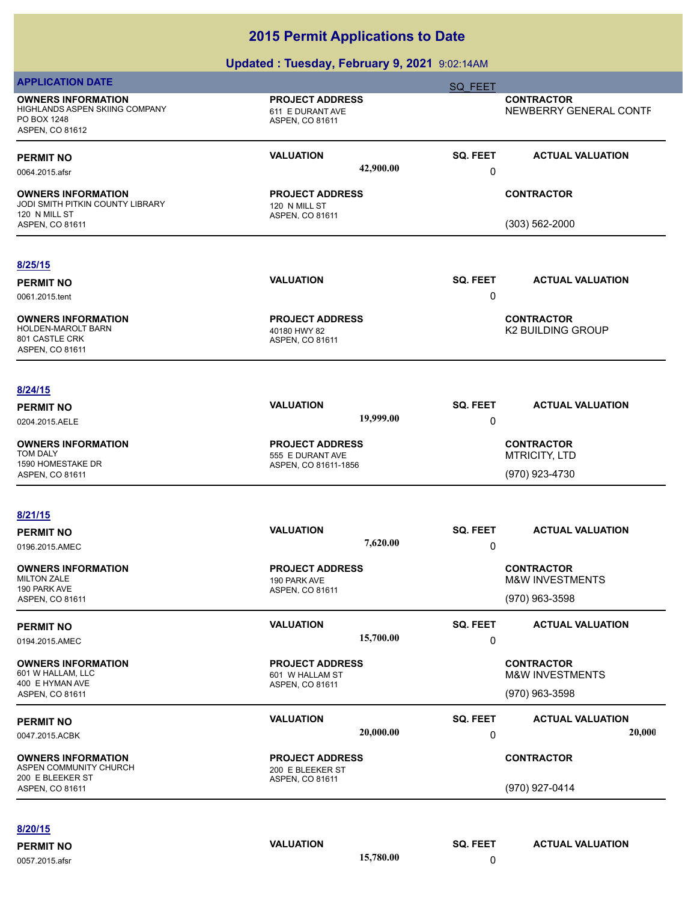# 2015 Permit Applications to Date

## Updated : Tuesday, February 9, 2021 9:02:14AM

**APPLICATION DATE** | **SQ_FEET**

**OWNERS INFORMATION**
HIGHLANDS ASPEN SKIING COMPANY
PO BOX 1248
ASPEN, CO 81612

**PROJECT ADDRESS**
611 E DURANT AVE
ASPEN, CO 81611

**CONTRACTOR**
NEWBERRY GENERAL CONTF

---

| PERMIT NO | VALUATION | SQ. FEET | ACTUAL VALUATION |
|---|---|---|---|
| 0064.2015.afsr | 42,900.00 | 0 | |

**OWNERS INFORMATION**
JODI SMITH PITKIN COUNTY LIBRARY
120 N MILL ST
ASPEN, CO 81611

**PROJECT ADDRESS**
120 N MILL ST
ASPEN, CO 81611

**CONTRACTOR**
(303) 562-2000

---

**8/25/15**

| PERMIT NO | VALUATION | SQ. FEET | ACTUAL VALUATION |
|---|---|---|---|
| 0061.2015.tent | | 0 | |

**OWNERS INFORMATION**
HOLDEN-MAROLT BARN
801 CASTLE CRK
ASPEN, CO 81611

**PROJECT ADDRESS**
40180 HWY 82
ASPEN, CO 81611

**CONTRACTOR**
K2 BUILDING GROUP

---

**8/24/15**

| PERMIT NO | VALUATION | SQ. FEET | ACTUAL VALUATION |
|---|---|---|---|
| 0204.2015.AELE | 19,999.00 | 0 | |

**OWNERS INFORMATION**
TOM DALY
1590 HOMESTAKE DR
ASPEN, CO 81611

**PROJECT ADDRESS**
555 E DURANT AVE
ASPEN, CO 81611-1856

**CONTRACTOR**
MTRICITY, LTD
(970) 923-4730

---

**8/21/15**

| PERMIT NO | VALUATION | SQ. FEET | ACTUAL VALUATION |
|---|---|---|---|
| 0196.2015.AMEC | 7,620.00 | 0 | |

**OWNERS INFORMATION**
MILTON ZALE
190 PARK AVE
ASPEN, CO 81611

**PROJECT ADDRESS**
190 PARK AVE
ASPEN, CO 81611

**CONTRACTOR**
M&W INVESTMENTS
(970) 963-3598

---

| PERMIT NO | VALUATION | SQ. FEET | ACTUAL VALUATION |
|---|---|---|---|
| 0194.2015.AMEC | 15,700.00 | 0 | |

**OWNERS INFORMATION**
601 W HALLAM, LLC
400 E HYMAN AVE
ASPEN, CO 81611

**PROJECT ADDRESS**
601 W HALLAM ST
ASPEN, CO 81611

**CONTRACTOR**
M&W INVESTMENTS
(970) 963-3598

---

| PERMIT NO | VALUATION | SQ. FEET | ACTUAL VALUATION |
|---|---|---|---|
| 0047.2015.ACBK | 20,000.00 | 0 | 20,000 |

**OWNERS INFORMATION**
ASPEN COMMUNITY CHURCH
200 E BLEEKER ST
ASPEN, CO 81611

**PROJECT ADDRESS**
200 E BLEEKER ST
ASPEN, CO 81611

**CONTRACTOR**
(970) 927-0414

---

**8/20/15**

| PERMIT NO | VALUATION | SQ. FEET | ACTUAL VALUATION |
|---|---|---|---|
| 0057.2015.afsr | 15,780.00 | 0 | |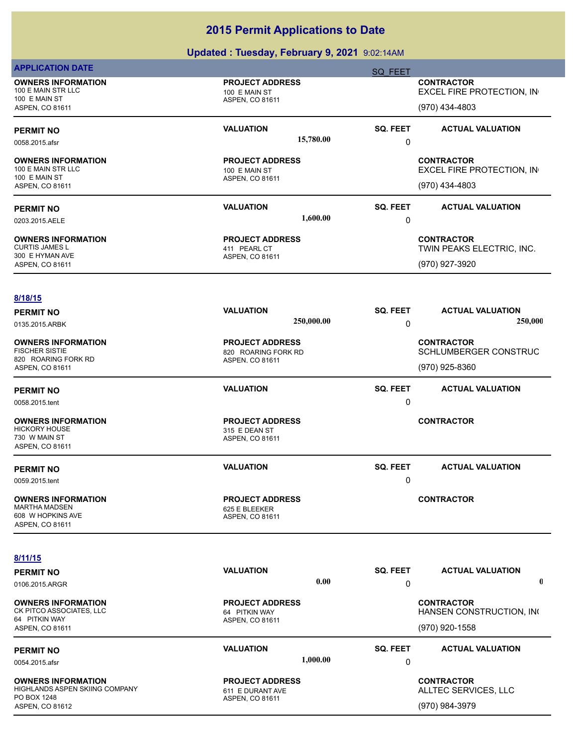# 2015 Permit Applications to Date

## Updated : Tuesday, February 9, 2021 9:02:14AM

**APPLICATION DATE** SQ_FEET

| OWNERS INFORMATION | PROJECT ADDRESS | | CONTRACTOR |
|---|---|---|---|
| 100 E MAIN STR LLC<br>100 E MAIN ST<br>ASPEN, CO 81611 | 100 E MAIN ST<br>ASPEN, CO 81611 | | EXCEL FIRE PROTECTION, IN<br>(970) 434-4803 |

| PERMIT NO | VALUATION | SQ. FEET | ACTUAL VALUATION |
|---|---|---|---|
| 0058.2015.afsr | 15,780.00 | 0 | |

| OWNERS INFORMATION | PROJECT ADDRESS | | CONTRACTOR |
|---|---|---|---|
| 100 E MAIN STR LLC<br>100 E MAIN ST<br>ASPEN, CO 81611 | 100 E MAIN ST<br>ASPEN, CO 81611 | | EXCEL FIRE PROTECTION, IN<br>(970) 434-4803 |

| PERMIT NO | VALUATION | SQ. FEET | ACTUAL VALUATION |
|---|---|---|---|
| 0203.2015.AELE | 1,600.00 | 0 | |

| OWNERS INFORMATION | PROJECT ADDRESS | | CONTRACTOR |
|---|---|---|---|
| CURTIS JAMES L<br>300 E HYMAN AVE<br>ASPEN, CO 81611 | 411 PEARL CT<br>ASPEN, CO 81611 | | TWIN PEAKS ELECTRIC, INC.<br>(970) 927-3920 |

**8/18/15**

| PERMIT NO | VALUATION | SQ. FEET | ACTUAL VALUATION |
|---|---|---|---|
| 0135.2015.ARBK | 250,000.00 | 0 | 250,000 |

| OWNERS INFORMATION | PROJECT ADDRESS | | CONTRACTOR |
|---|---|---|---|
| FISCHER SISTIE<br>820 ROARING FORK RD<br>ASPEN, CO 81611 | 820 ROARING FORK RD<br>ASPEN, CO 81611 | | SCHLUMBERGER CONSTRUC<br>(970) 925-8360 |

| PERMIT NO | VALUATION | SQ. FEET | ACTUAL VALUATION |
|---|---|---|---|
| 0058.2015.tent | | 0 | |

| OWNERS INFORMATION | PROJECT ADDRESS | | CONTRACTOR |
|---|---|---|---|
| HICKORY HOUSE<br>730 W MAIN ST<br>ASPEN, CO 81611 | 315 E DEAN ST<br>ASPEN, CO 81611 | | |

| PERMIT NO | VALUATION | SQ. FEET | ACTUAL VALUATION |
|---|---|---|---|
| 0059.2015.tent | | 0 | |

| OWNERS INFORMATION | PROJECT ADDRESS | | CONTRACTOR |
|---|---|---|---|
| MARTHA MADSEN<br>608 W HOPKINS AVE<br>ASPEN, CO 81611 | 625 E BLEEKER<br>ASPEN, CO 81611 | | |

**8/11/15**

| PERMIT NO | VALUATION | SQ. FEET | ACTUAL VALUATION |
|---|---|---|---|
| 0106.2015.ARGR | 0.00 | 0 | 0 |

| OWNERS INFORMATION | PROJECT ADDRESS | | CONTRACTOR |
|---|---|---|---|
| CK PITCO ASSOCIATES, LLC<br>64 PITKIN WAY<br>ASPEN, CO 81611 | 64 PITKIN WAY<br>ASPEN, CO 81611 | | HANSEN CONSTRUCTION, IN<br>(970) 920-1558 |

| PERMIT NO | VALUATION | SQ. FEET | ACTUAL VALUATION |
|---|---|---|---|
| 0054.2015.afsr | 1,000.00 | 0 | |

| OWNERS INFORMATION | PROJECT ADDRESS | | CONTRACTOR |
|---|---|---|---|
| HIGHLANDS ASPEN SKIING COMPANY<br>PO BOX 1248<br>ASPEN, CO 81612 | 611 E DURANT AVE<br>ASPEN, CO 81611 | | ALLTEC SERVICES, LLC<br>(970) 984-3979 |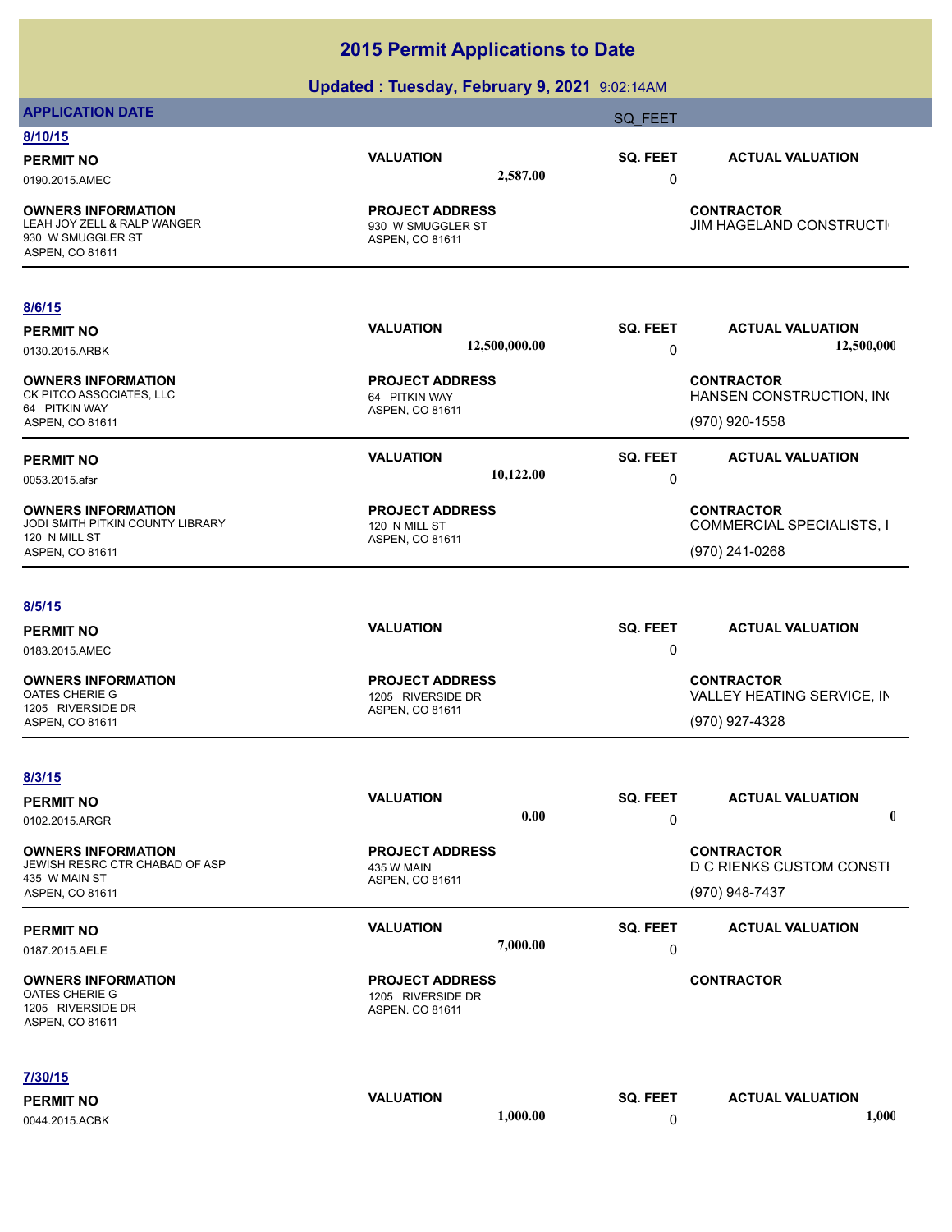# 2015 Permit Applications to Date

## Updated : Tuesday, February 9, 2021 9:02:14AM

**APPLICATION DATE** | SQ_FEET

**8/10/15**

| PERMIT NO | VALUATION | SQ. FEET | ACTUAL VALUATION |
|---|---|---|---|
| 0190.2015.AMEC | 2,587.00 | 0 | |

| OWNERS INFORMATION | PROJECT ADDRESS | CONTRACTOR |
|---|---|---|
| LEAH JOY ZELL & RALP WANGER<br>930 W SMUGGLER ST<br>ASPEN, CO 81611 | 930 W SMUGGLER ST<br>ASPEN, CO 81611 | JIM HAGELAND CONSTRUCTI |

**8/6/15**

| PERMIT NO | VALUATION | SQ. FEET | ACTUAL VALUATION |
|---|---|---|---|
| 0130.2015.ARBK | 12,500,000.00 | 0 | 12,500,000 |

| OWNERS INFORMATION | PROJECT ADDRESS | CONTRACTOR |
|---|---|---|
| CK PITCO ASSOCIATES, LLC<br>64 PITKIN WAY<br>ASPEN, CO 81611 | 64 PITKIN WAY<br>ASPEN, CO 81611 | HANSEN CONSTRUCTION, IN(<br>(970) 920-1558 |

| PERMIT NO | VALUATION | SQ. FEET | ACTUAL VALUATION |
|---|---|---|---|
| 0053.2015.afsr | 10,122.00 | 0 | |

| OWNERS INFORMATION | PROJECT ADDRESS | CONTRACTOR |
|---|---|---|
| JODI SMITH PITKIN COUNTY LIBRARY<br>120 N MILL ST<br>ASPEN, CO 81611 | 120 N MILL ST<br>ASPEN, CO 81611 | COMMERCIAL SPECIALISTS, I<br>(970) 241-0268 |

**8/5/15**

| PERMIT NO | VALUATION | SQ. FEET | ACTUAL VALUATION |
|---|---|---|---|
| 0183.2015.AMEC | | 0 | |

| OWNERS INFORMATION | PROJECT ADDRESS | CONTRACTOR |
|---|---|---|
| OATES CHERIE G<br>1205 RIVERSIDE DR<br>ASPEN, CO 81611 | 1205 RIVERSIDE DR<br>ASPEN, CO 81611 | VALLEY HEATING SERVICE, IN<br>(970) 927-4328 |

**8/3/15**

| PERMIT NO | VALUATION | SQ. FEET | ACTUAL VALUATION |
|---|---|---|---|
| 0102.2015.ARGR | 0.00 | 0 | 0 |

| OWNERS INFORMATION | PROJECT ADDRESS | CONTRACTOR |
|---|---|---|
| JEWISH RESRC CTR CHABAD OF ASP<br>435 W MAIN ST<br>ASPEN, CO 81611 | 435 W MAIN<br>ASPEN, CO 81611 | D C RIENKS CUSTOM CONSTI<br>(970) 948-7437 |

| PERMIT NO | VALUATION | SQ. FEET | ACTUAL VALUATION |
|---|---|---|---|
| 0187.2015.AELE | 7,000.00 | 0 | |

| OWNERS INFORMATION | PROJECT ADDRESS | CONTRACTOR |
|---|---|---|
| OATES CHERIE G<br>1205 RIVERSIDE DR<br>ASPEN, CO 81611 | 1205 RIVERSIDE DR<br>ASPEN, CO 81611 | |

**7/30/15**

| PERMIT NO | VALUATION | SQ. FEET | ACTUAL VALUATION |
|---|---|---|---|
| 0044.2015.ACBK | 1,000.00 | 0 | 1,000 |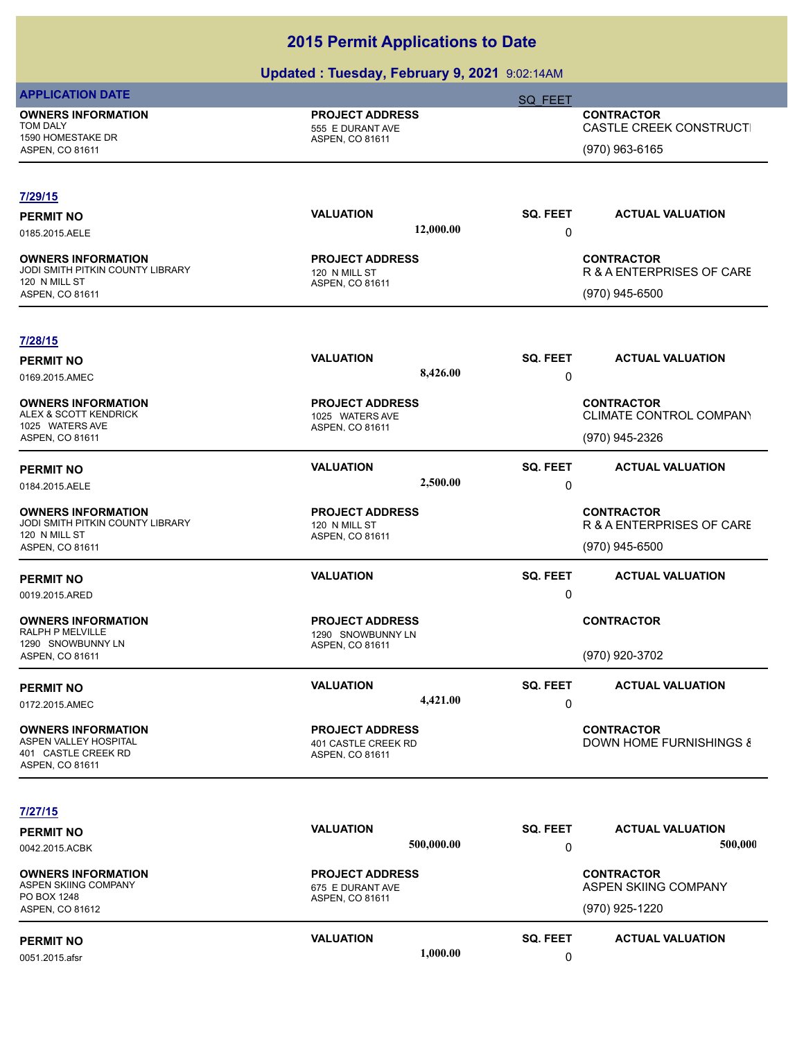# 2015 Permit Applications to Date

## Updated : Tuesday, February 9, 2021 9:02:14AM

**APPLICATION DATE** | SQ_FEET

| OWNERS INFORMATION | PROJECT ADDRESS | CONTRACTOR |
|---|---|---|
| TOM DALY<br>1590 HOMESTAKE DR<br>ASPEN, CO 81611 | 555 E DURANT AVE<br>ASPEN, CO 81611 | CASTLE CREEK CONSTRUCTI<br>(970) 963-6165 |

### 7/29/15

| PERMIT NO | VALUATION | SQ. FEET | ACTUAL VALUATION |
|---|---|---|---|
| 0185.2015.AELE | 12,000.00 | 0 | |

| OWNERS INFORMATION | PROJECT ADDRESS | CONTRACTOR |
|---|---|---|
| JODI SMITH PITKIN COUNTY LIBRARY<br>120 N MILL ST<br>ASPEN, CO 81611 | 120 N MILL ST<br>ASPEN, CO 81611 | R & A ENTERPRISES OF CARE<br>(970) 945-6500 |

### 7/28/15

| PERMIT NO | VALUATION | SQ. FEET | ACTUAL VALUATION |
|---|---|---|---|
| 0169.2015.AMEC | 8,426.00 | 0 | |

| OWNERS INFORMATION | PROJECT ADDRESS | CONTRACTOR |
|---|---|---|
| ALEX & SCOTT KENDRICK<br>1025 WATERS AVE<br>ASPEN, CO 81611 | 1025 WATERS AVE<br>ASPEN, CO 81611 | CLIMATE CONTROL COMPANY<br>(970) 945-2326 |

| PERMIT NO | VALUATION | SQ. FEET | ACTUAL VALUATION |
|---|---|---|---|
| 0184.2015.AELE | 2,500.00 | 0 | |

| OWNERS INFORMATION | PROJECT ADDRESS | CONTRACTOR |
|---|---|---|
| JODI SMITH PITKIN COUNTY LIBRARY<br>120 N MILL ST<br>ASPEN, CO 81611 | 120 N MILL ST<br>ASPEN, CO 81611 | R & A ENTERPRISES OF CARE<br>(970) 945-6500 |

| PERMIT NO | VALUATION | SQ. FEET | ACTUAL VALUATION |
|---|---|---|---|
| 0019.2015.ARED | | 0 | |

| OWNERS INFORMATION | PROJECT ADDRESS | CONTRACTOR |
|---|---|---|
| RALPH P MELVILLE<br>1290 SNOWBUNNY LN<br>ASPEN, CO 81611 | 1290 SNOWBUNNY LN<br>ASPEN, CO 81611 | (970) 920-3702 |

| PERMIT NO | VALUATION | SQ. FEET | ACTUAL VALUATION |
|---|---|---|---|
| 0172.2015.AMEC | 4,421.00 | 0 | |

| OWNERS INFORMATION | PROJECT ADDRESS | CONTRACTOR |
|---|---|---|
| ASPEN VALLEY HOSPITAL<br>401 CASTLE CREEK RD<br>ASPEN, CO 81611 | 401 CASTLE CREEK RD<br>ASPEN, CO 81611 | DOWN HOME FURNISHINGS & |

### 7/27/15

| PERMIT NO | VALUATION | SQ. FEET | ACTUAL VALUATION |
|---|---|---|---|
| 0042.2015.ACBK | 500,000.00 | 0 | 500,000 |

| OWNERS INFORMATION | PROJECT ADDRESS | CONTRACTOR |
|---|---|---|
| ASPEN SKIING COMPANY<br>PO BOX 1248<br>ASPEN, CO 81612 | 675 E DURANT AVE<br>ASPEN, CO 81611 | ASPEN SKIING COMPANY<br>(970) 925-1220 |

| PERMIT NO | VALUATION | SQ. FEET | ACTUAL VALUATION |
|---|---|---|---|
| 0051.2015.afsr | 1,000.00 | 0 | |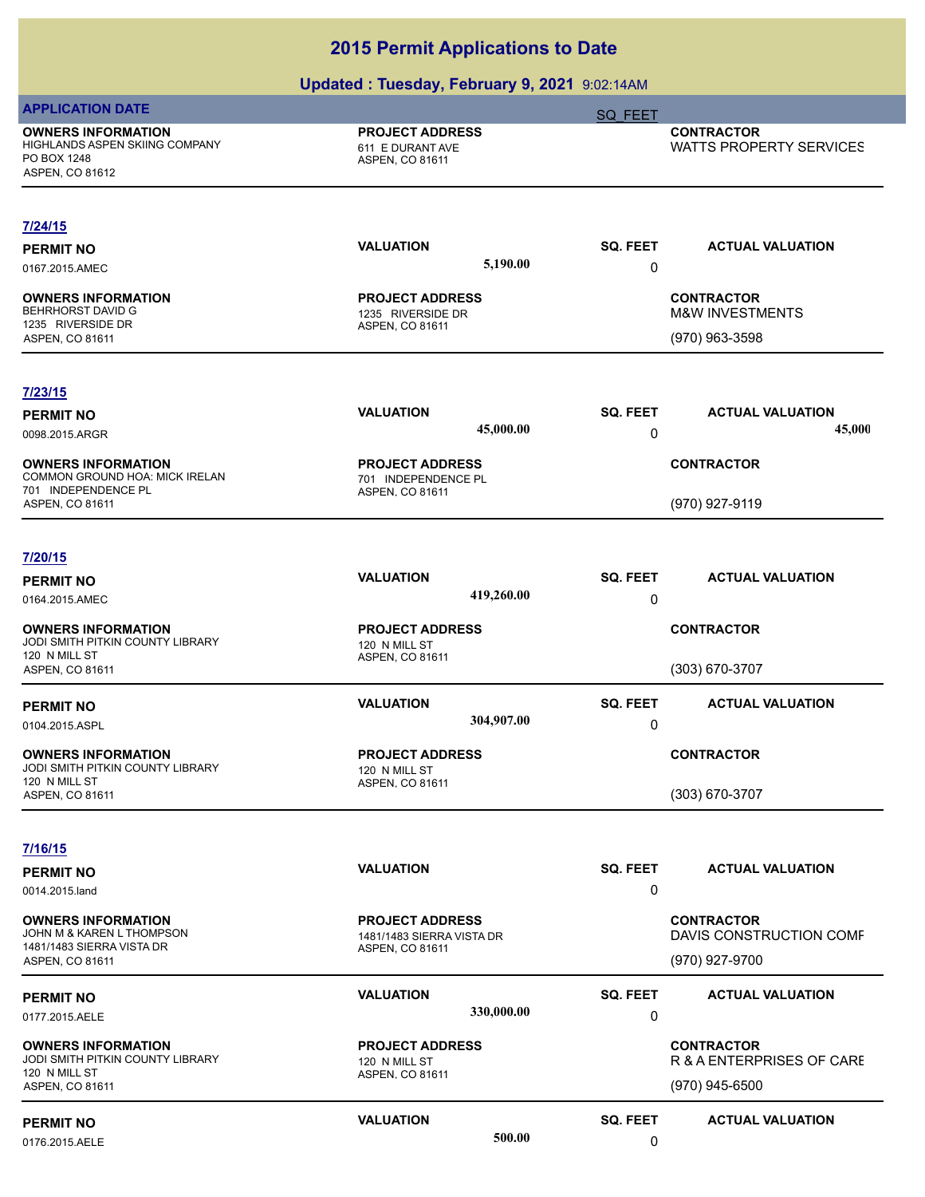# 2015 Permit Applications to Date

## Updated : Tuesday, February 9, 2021 9:02:14AM

**APPLICATION DATE** | SQ_FEET

**OWNERS INFORMATION**
HIGHLANDS ASPEN SKIING COMPANY
PO BOX 1248
ASPEN, CO 81612

**PROJECT ADDRESS**
611 E DURANT AVE
ASPEN, CO 81611

**CONTRACTOR**
WATTS PROPERTY SERVICES

---

**7/24/15**

| PERMIT NO | VALUATION | SQ. FEET | ACTUAL VALUATION |
|---|---|---|---|
| 0167.2015.AMEC | 5,190.00 | 0 | |

**OWNERS INFORMATION**
BEHRHORST DAVID G
1235 RIVERSIDE DR
ASPEN, CO 81611

**PROJECT ADDRESS**
1235 RIVERSIDE DR
ASPEN, CO 81611

**CONTRACTOR**
M&W INVESTMENTS
(970) 963-3598

---

**7/23/15**

| PERMIT NO | VALUATION | SQ. FEET | ACTUAL VALUATION |
|---|---|---|---|
| 0098.2015.ARGR | 45,000.00 | 0 | 45,000 |

**OWNERS INFORMATION**
COMMON GROUND HOA: MICK IRELAN
701 INDEPENDENCE PL
ASPEN, CO 81611

**PROJECT ADDRESS**
701 INDEPENDENCE PL
ASPEN, CO 81611

**CONTRACTOR**
(970) 927-9119

---

**7/20/15**

| PERMIT NO | VALUATION | SQ. FEET | ACTUAL VALUATION |
|---|---|---|---|
| 0164.2015.AMEC | 419,260.00 | 0 | |

**OWNERS INFORMATION**
JODI SMITH PITKIN COUNTY LIBRARY
120 N MILL ST
ASPEN, CO 81611

**PROJECT ADDRESS**
120 N MILL ST
ASPEN, CO 81611

**CONTRACTOR**
(303) 670-3707

---

| PERMIT NO | VALUATION | SQ. FEET | ACTUAL VALUATION |
|---|---|---|---|
| 0104.2015.ASPL | 304,907.00 | 0 | |

**OWNERS INFORMATION**
JODI SMITH PITKIN COUNTY LIBRARY
120 N MILL ST
ASPEN, CO 81611

**PROJECT ADDRESS**
120 N MILL ST
ASPEN, CO 81611

**CONTRACTOR**
(303) 670-3707

---

**7/16/15**

| PERMIT NO | VALUATION | SQ. FEET | ACTUAL VALUATION |
|---|---|---|---|
| 0014.2015.land | | 0 | |

**OWNERS INFORMATION**
JOHN M & KAREN L THOMPSON
1481/1483 SIERRA VISTA DR
ASPEN, CO 81611

**PROJECT ADDRESS**
1481/1483 SIERRA VISTA DR
ASPEN, CO 81611

**CONTRACTOR**
DAVIS CONSTRUCTION COMF
(970) 927-9700

---

| PERMIT NO | VALUATION | SQ. FEET | ACTUAL VALUATION |
|---|---|---|---|
| 0177.2015.AELE | 330,000.00 | 0 | |

**OWNERS INFORMATION**
JODI SMITH PITKIN COUNTY LIBRARY
120 N MILL ST
ASPEN, CO 81611

**PROJECT ADDRESS**
120 N MILL ST
ASPEN, CO 81611

**CONTRACTOR**
R & A ENTERPRISES OF CARE
(970) 945-6500

---

| PERMIT NO | VALUATION | SQ. FEET | ACTUAL VALUATION |
|---|---|---|---|
| 0176.2015.AELE | 500.00 | 0 | |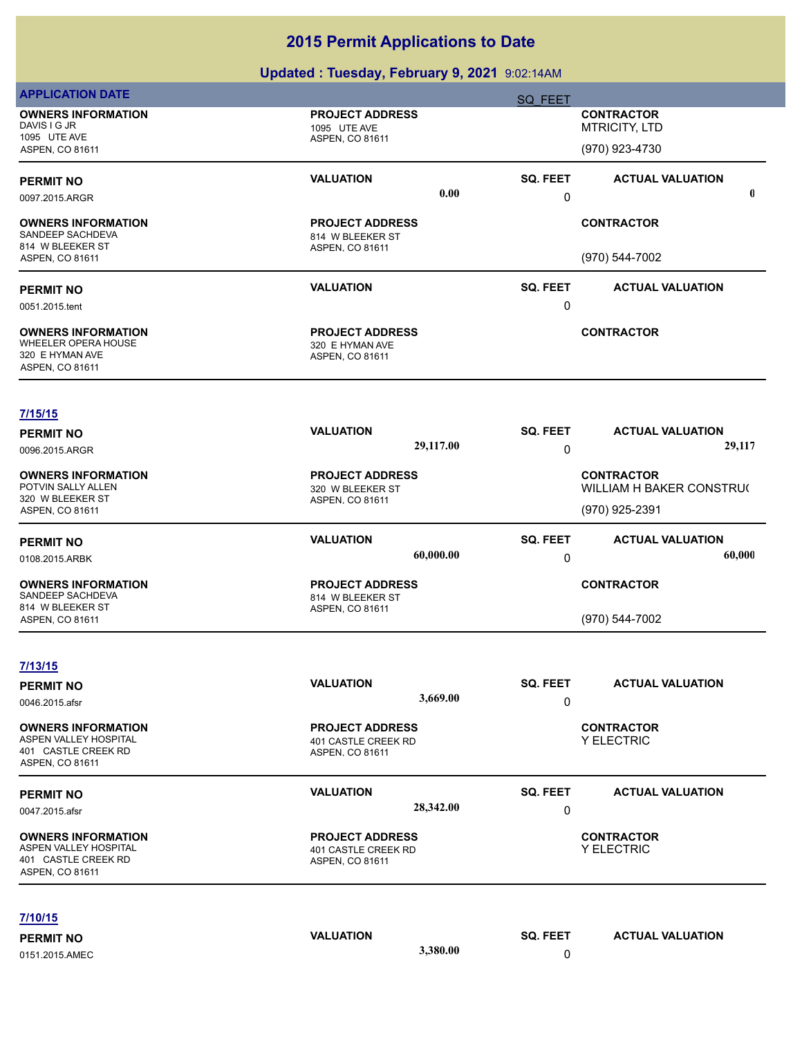# 2015 Permit Applications to Date

## Updated : Tuesday, February 9, 2021 9:02:14AM

**APPLICATION DATE** | SQ_FEET

**OWNERS INFORMATION**
DAVIS I G JR
1095 UTE AVE
ASPEN, CO 81611

**PROJECT ADDRESS**
1095 UTE AVE
ASPEN, CO 81611

**CONTRACTOR**
MTRICITY, LTD
(970) 923-4730

| PERMIT NO | VALUATION | SQ. FEET | ACTUAL VALUATION |
|---|---|---|---|
| 0097.2015.ARGR | 0.00 | 0 | 0 |

**OWNERS INFORMATION**
SANDEEP SACHDEVA
814 W BLEEKER ST
ASPEN, CO 81611

**PROJECT ADDRESS**
814 W BLEEKER ST
ASPEN, CO 81611

**CONTRACTOR**
(970) 544-7002

| PERMIT NO | VALUATION | SQ. FEET | ACTUAL VALUATION |
|---|---|---|---|
| 0051.2015.tent | | 0 | |

**OWNERS INFORMATION**
WHEELER OPERA HOUSE
320 E HYMAN AVE
ASPEN, CO 81611

**PROJECT ADDRESS**
320 E HYMAN AVE
ASPEN, CO 81611

**CONTRACTOR**

---

**7/15/15**

| PERMIT NO | VALUATION | SQ. FEET | ACTUAL VALUATION |
|---|---|---|---|
| 0096.2015.ARGR | 29,117.00 | 0 | 29,117 |

**OWNERS INFORMATION**
POTVIN SALLY ALLEN
320 W BLEEKER ST
ASPEN, CO 81611

**PROJECT ADDRESS**
320 W BLEEKER ST
ASPEN, CO 81611

**CONTRACTOR**
WILLIAM H BAKER CONSTRU(
(970) 925-2391

| PERMIT NO | VALUATION | SQ. FEET | ACTUAL VALUATION |
|---|---|---|---|
| 0108.2015.ARBK | 60,000.00 | 0 | 60,000 |

**OWNERS INFORMATION**
SANDEEP SACHDEVA
814 W BLEEKER ST
ASPEN, CO 81611

**PROJECT ADDRESS**
814 W BLEEKER ST
ASPEN, CO 81611

**CONTRACTOR**
(970) 544-7002

---

**7/13/15**

| PERMIT NO | VALUATION | SQ. FEET | ACTUAL VALUATION |
|---|---|---|---|
| 0046.2015.afsr | 3,669.00 | 0 | |

**OWNERS INFORMATION**
ASPEN VALLEY HOSPITAL
401 CASTLE CREEK RD
ASPEN, CO 81611

**PROJECT ADDRESS**
401 CASTLE CREEK RD
ASPEN, CO 81611

**CONTRACTOR**
Y ELECTRIC

| PERMIT NO | VALUATION | SQ. FEET | ACTUAL VALUATION |
|---|---|---|---|
| 0047.2015.afsr | 28,342.00 | 0 | |

**OWNERS INFORMATION**
ASPEN VALLEY HOSPITAL
401 CASTLE CREEK RD
ASPEN, CO 81611

**PROJECT ADDRESS**
401 CASTLE CREEK RD
ASPEN, CO 81611

**CONTRACTOR**
Y ELECTRIC

---

**7/10/15**

| PERMIT NO | VALUATION | SQ. FEET | ACTUAL VALUATION |
|---|---|---|---|
| 0151.2015.AMEC | 3,380.00 | 0 | |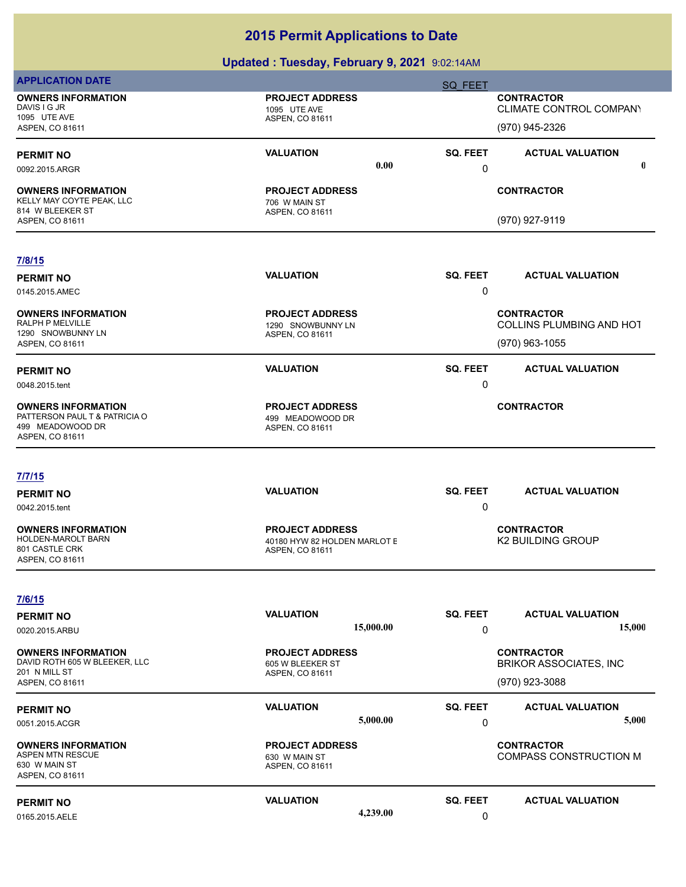# 2015 Permit Applications to Date

## Updated : Tuesday, February 9, 2021 9:02:14AM

**APPLICATION DATE** | SQ_FEET

**OWNERS INFORMATION**
DAVIS I G JR
1095 UTE AVE
ASPEN, CO 81611

**PROJECT ADDRESS**
1095 UTE AVE
ASPEN, CO 81611

**CONTRACTOR**
CLIMATE CONTROL COMPANY
(970) 945-2326

| PERMIT NO | VALUATION | SQ. FEET | ACTUAL VALUATION |
|---|---|---|---|
| 0092.2015.ARGR | 0.00 | 0 | 0 |

**OWNERS INFORMATION**
KELLY MAY COYTE PEAK, LLC
814 W BLEEKER ST
ASPEN, CO 81611

**PROJECT ADDRESS**
706 W MAIN ST
ASPEN, CO 81611

**CONTRACTOR**
(970) 927-9119

---

### 7/8/15

| PERMIT NO | VALUATION | SQ. FEET | ACTUAL VALUATION |
|---|---|---|---|
| 0145.2015.AMEC | | 0 | |

**OWNERS INFORMATION**
RALPH P MELVILLE
1290 SNOWBUNNY LN
ASPEN, CO 81611

**PROJECT ADDRESS**
1290 SNOWBUNNY LN
ASPEN, CO 81611

**CONTRACTOR**
COLLINS PLUMBING AND HOT
(970) 963-1055

| PERMIT NO | VALUATION | SQ. FEET | ACTUAL VALUATION |
|---|---|---|---|
| 0048.2015.tent | | 0 | |

**OWNERS INFORMATION**
PATTERSON PAUL T & PATRICIA O
499 MEADOWOOD DR
ASPEN, CO 81611

**PROJECT ADDRESS**
499 MEADOWOOD DR
ASPEN, CO 81611

**CONTRACTOR**

---

### 7/7/15

| PERMIT NO | VALUATION | SQ. FEET | ACTUAL VALUATION |
|---|---|---|---|
| 0042.2015.tent | | 0 | |

**OWNERS INFORMATION**
HOLDEN-MAROLT BARN
801 CASTLE CRK
ASPEN, CO 81611

**PROJECT ADDRESS**
40180 HYW 82 HOLDEN MARLOT E
ASPEN, CO 81611

**CONTRACTOR**
K2 BUILDING GROUP

---

### 7/6/15

| PERMIT NO | VALUATION | SQ. FEET | ACTUAL VALUATION |
|---|---|---|---|
| 0020.2015.ARBU | 15,000.00 | 0 | 15,000 |

**OWNERS INFORMATION**
DAVID ROTH 605 W BLEEKER, LLC
201 N MILL ST
ASPEN, CO 81611

**PROJECT ADDRESS**
605 W BLEEKER ST
ASPEN, CO 81611

**CONTRACTOR**
BRIKOR ASSOCIATES, INC
(970) 923-3088

| PERMIT NO | VALUATION | SQ. FEET | ACTUAL VALUATION |
|---|---|---|---|
| 0051.2015.ACGR | 5,000.00 | 0 | 5,000 |

**OWNERS INFORMATION**
ASPEN MTN RESCUE
630 W MAIN ST
ASPEN, CO 81611

**PROJECT ADDRESS**
630 W MAIN ST
ASPEN, CO 81611

**CONTRACTOR**
COMPASS CONSTRUCTION M

| PERMIT NO | VALUATION | SQ. FEET | ACTUAL VALUATION |
|---|---|---|---|
| 0165.2015.AELE | 4,239.00 | 0 | |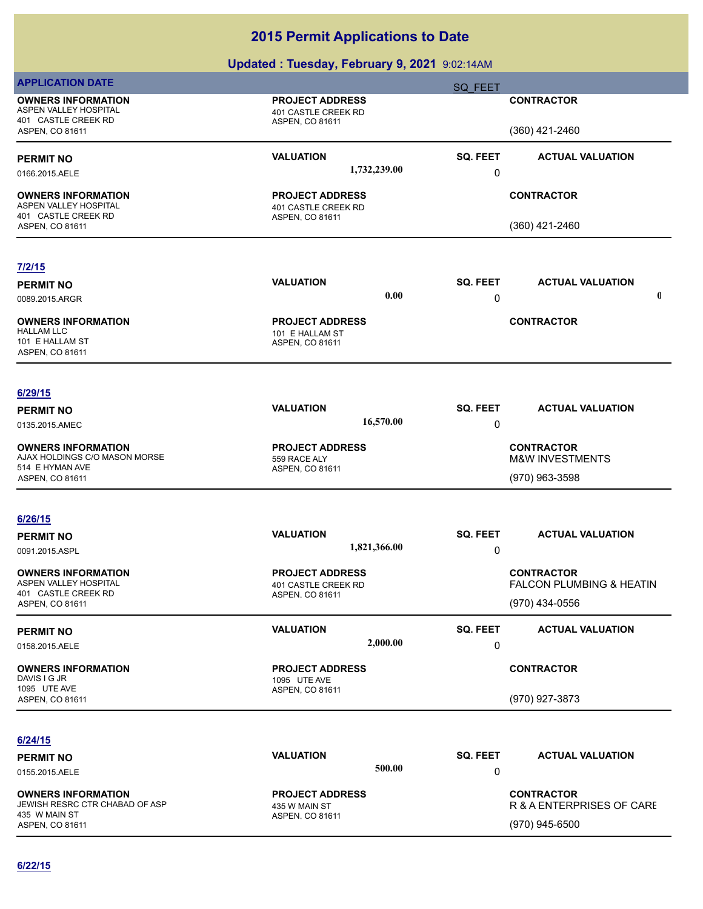# 2015 Permit Applications to Date

## Updated : Tuesday, February 9, 2021 9:02:14AM

**APPLICATION DATE** | SQ_FEET

| OWNERS INFORMATION | PROJECT ADDRESS | | CONTRACTOR |
|---|---|---|---|
| ASPEN VALLEY HOSPITAL<br>401 CASTLE CREEK RD<br>ASPEN, CO 81611 | 401 CASTLE CREEK RD<br>ASPEN, CO 81611 | | (360) 421-2460 |

| PERMIT NO | VALUATION | SQ. FEET | ACTUAL VALUATION |
|---|---|---|---|
| 0166.2015.AELE | 1,732,239.00 | 0 | |

| OWNERS INFORMATION | PROJECT ADDRESS | CONTRACTOR |
|---|---|---|
| ASPEN VALLEY HOSPITAL<br>401 CASTLE CREEK RD<br>ASPEN, CO 81611 | 401 CASTLE CREEK RD<br>ASPEN, CO 81611 | (360) 421-2460 |

**7/2/15**

| PERMIT NO | VALUATION | SQ. FEET | ACTUAL VALUATION |
|---|---|---|---|
| 0089.2015.ARGR | 0.00 | 0 | 0 |

| OWNERS INFORMATION | PROJECT ADDRESS | CONTRACTOR |
|---|---|---|
| HALLAM LLC<br>101 E HALLAM ST<br>ASPEN, CO 81611 | 101 E HALLAM ST<br>ASPEN, CO 81611 | |

**6/29/15**

| PERMIT NO | VALUATION | SQ. FEET | ACTUAL VALUATION |
|---|---|---|---|
| 0135.2015.AMEC | 16,570.00 | 0 | |

| OWNERS INFORMATION | PROJECT ADDRESS | CONTRACTOR |
|---|---|---|
| AJAX HOLDINGS C/O MASON MORSE<br>514 E HYMAN AVE<br>ASPEN, CO 81611 | 559 RACE ALY<br>ASPEN, CO 81611 | M&W INVESTMENTS<br>(970) 963-3598 |

**6/26/15**

| PERMIT NO | VALUATION | SQ. FEET | ACTUAL VALUATION |
|---|---|---|---|
| 0091.2015.ASPL | 1,821,366.00 | 0 | |

| OWNERS INFORMATION | PROJECT ADDRESS | CONTRACTOR |
|---|---|---|
| ASPEN VALLEY HOSPITAL<br>401 CASTLE CREEK RD<br>ASPEN, CO 81611 | 401 CASTLE CREEK RD<br>ASPEN, CO 81611 | FALCON PLUMBING & HEATIN<br>(970) 434-0556 |

| PERMIT NO | VALUATION | SQ. FEET | ACTUAL VALUATION |
|---|---|---|---|
| 0158.2015.AELE | 2,000.00 | 0 | |

| OWNERS INFORMATION | PROJECT ADDRESS | CONTRACTOR |
|---|---|---|
| DAVIS I G JR<br>1095 UTE AVE<br>ASPEN, CO 81611 | 1095 UTE AVE<br>ASPEN, CO 81611 | (970) 927-3873 |

**6/24/15**

| PERMIT NO | VALUATION | SQ. FEET | ACTUAL VALUATION |
|---|---|---|---|
| 0155.2015.AELE | 500.00 | 0 | |

| OWNERS INFORMATION | PROJECT ADDRESS | CONTRACTOR |
|---|---|---|
| JEWISH RESRC CTR CHABAD OF ASP<br>435 W MAIN ST<br>ASPEN, CO 81611 | 435 W MAIN ST<br>ASPEN, CO 81611 | R & A ENTERPRISES OF CARE<br>(970) 945-6500 |

**6/22/15**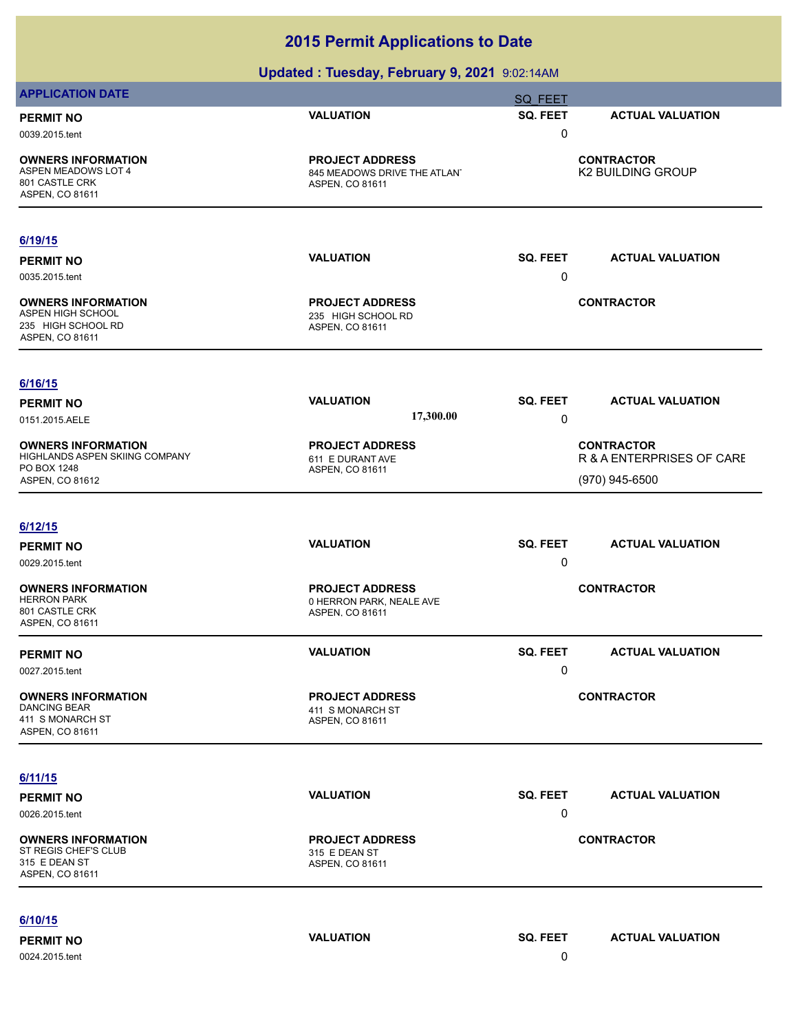# 2015 Permit Applications to Date

## Updated : Tuesday, February 9, 2021 9:02:14AM

**APPLICATION DATE** SQ_FEET

| PERMIT NO | VALUATION | SQ. FEET | ACTUAL VALUATION |
|---|---|---|---|
| 0039.2015.tent | | 0 | |

| OWNERS INFORMATION | PROJECT ADDRESS | CONTRACTOR |
|---|---|---|
| ASPEN MEADOWS LOT 4<br>801 CASTLE CRK<br>ASPEN, CO 81611 | 845 MEADOWS DRIVE THE ATLAN<br>ASPEN, CO 81611 | K2 BUILDING GROUP |

---

**6/19/15**

| PERMIT NO | VALUATION | SQ. FEET | ACTUAL VALUATION |
|---|---|---|---|
| 0035.2015.tent | | 0 | |

| OWNERS INFORMATION | PROJECT ADDRESS | CONTRACTOR |
|---|---|---|
| ASPEN HIGH SCHOOL<br>235 HIGH SCHOOL RD<br>ASPEN, CO 81611 | 235 HIGH SCHOOL RD<br>ASPEN, CO 81611 | |

---

**6/16/15**

| PERMIT NO | VALUATION | SQ. FEET | ACTUAL VALUATION |
|---|---|---|---|
| 0151.2015.AELE | 17,300.00 | 0 | |

| OWNERS INFORMATION | PROJECT ADDRESS | CONTRACTOR |
|---|---|---|
| HIGHLANDS ASPEN SKIING COMPANY<br>PO BOX 1248<br>ASPEN, CO 81612 | 611 E DURANT AVE<br>ASPEN, CO 81611 | R & A ENTERPRISES OF CARE<br>(970) 945-6500 |

---

**6/12/15**

| PERMIT NO | VALUATION | SQ. FEET | ACTUAL VALUATION |
|---|---|---|---|
| 0029.2015.tent | | 0 | |

| OWNERS INFORMATION | PROJECT ADDRESS | CONTRACTOR |
|---|---|---|
| HERRON PARK<br>801 CASTLE CRK<br>ASPEN, CO 81611 | 0 HERRON PARK, NEALE AVE<br>ASPEN, CO 81611 | |

| PERMIT NO | VALUATION | SQ. FEET | ACTUAL VALUATION |
|---|---|---|---|
| 0027.2015.tent | | 0 | |

| OWNERS INFORMATION | PROJECT ADDRESS | CONTRACTOR |
|---|---|---|
| DANCING BEAR<br>411 S MONARCH ST<br>ASPEN, CO 81611 | 411 S MONARCH ST<br>ASPEN, CO 81611 | |

---

**6/11/15**

| PERMIT NO | VALUATION | SQ. FEET | ACTUAL VALUATION |
|---|---|---|---|
| 0026.2015.tent | | 0 | |

| OWNERS INFORMATION | PROJECT ADDRESS | CONTRACTOR |
|---|---|---|
| ST REGIS CHEF'S CLUB<br>315 E DEAN ST<br>ASPEN, CO 81611 | 315 E DEAN ST<br>ASPEN, CO 81611 | |

---

**6/10/15**

| PERMIT NO | VALUATION | SQ. FEET | ACTUAL VALUATION |
|---|---|---|---|
| 0024.2015.tent | | 0 | |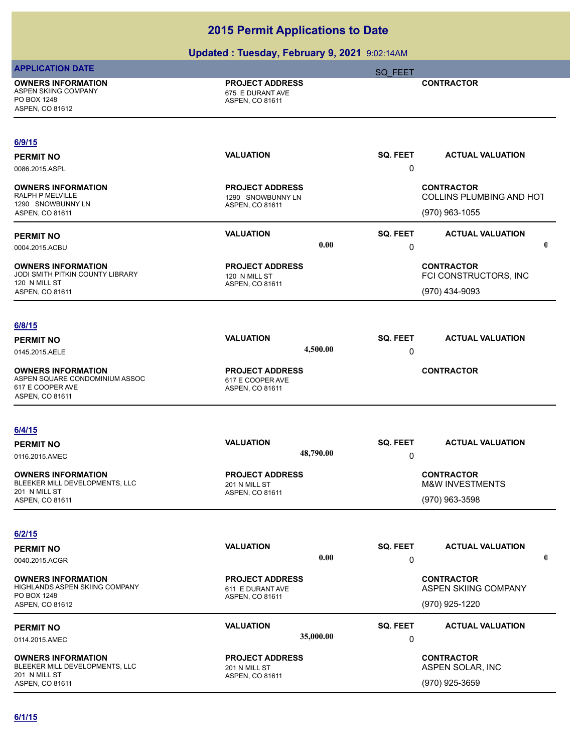# 2015 Permit Applications to Date

## Updated : Tuesday, February 9, 2021 9:02:14AM

| APPLICATION DATE | | SQ_FEET | |
|---|---|---|---|
| **OWNERS INFORMATION**<br>ASPEN SKIING COMPANY<br>PO BOX 1248<br>ASPEN, CO 81612 | **PROJECT ADDRESS**<br>675 E DURANT AVE<br>ASPEN, CO 81611 | | **CONTRACTOR** |

**6/9/15**

| PERMIT NO | VALUATION | SQ. FEET | ACTUAL VALUATION |
|---|---|---|---|
| 0086.2015.ASPL | | 0 | |
| **OWNERS INFORMATION**<br>RALPH P MELVILLE<br>1290 SNOWBUNNY LN<br>ASPEN, CO 81611 | **PROJECT ADDRESS**<br>1290 SNOWBUNNY LN<br>ASPEN, CO 81611 | | **CONTRACTOR**<br>COLLINS PLUMBING AND HOT<br>(970) 963-1055 |

| PERMIT NO | VALUATION | SQ. FEET | ACTUAL VALUATION |
|---|---|---|---|
| 0004.2015.ACBU | 0.00 | 0 | 0 |
| **OWNERS INFORMATION**<br>JODI SMITH PITKIN COUNTY LIBRARY<br>120 N MILL ST<br>ASPEN, CO 81611 | **PROJECT ADDRESS**<br>120 N MILL ST<br>ASPEN, CO 81611 | | **CONTRACTOR**<br>FCI CONSTRUCTORS, INC<br>(970) 434-9093 |

**6/8/15**

| PERMIT NO | VALUATION | SQ. FEET | ACTUAL VALUATION |
|---|---|---|---|
| 0145.2015.AELE | 4,500.00 | 0 | |
| **OWNERS INFORMATION**<br>ASPEN SQUARE CONDOMINIUM ASSOC<br>617 E COOPER AVE<br>ASPEN, CO 81611 | **PROJECT ADDRESS**<br>617 E COOPER AVE<br>ASPEN, CO 81611 | | **CONTRACTOR** |

**6/4/15**

| PERMIT NO | VALUATION | SQ. FEET | ACTUAL VALUATION |
|---|---|---|---|
| 0116.2015.AMEC | 48,790.00 | 0 | |
| **OWNERS INFORMATION**<br>BLEEKER MILL DEVELOPMENTS, LLC<br>201 N MILL ST<br>ASPEN, CO 81611 | **PROJECT ADDRESS**<br>201 N MILL ST<br>ASPEN, CO 81611 | | **CONTRACTOR**<br>M&W INVESTMENTS<br>(970) 963-3598 |

**6/2/15**

| PERMIT NO | VALUATION | SQ. FEET | ACTUAL VALUATION |
|---|---|---|---|
| 0040.2015.ACGR | 0.00 | 0 | 0 |
| **OWNERS INFORMATION**<br>HIGHLANDS ASPEN SKIING COMPANY<br>PO BOX 1248<br>ASPEN, CO 81612 | **PROJECT ADDRESS**<br>611 E DURANT AVE<br>ASPEN, CO 81611 | | **CONTRACTOR**<br>ASPEN SKIING COMPANY<br>(970) 925-1220 |

| PERMIT NO | VALUATION | SQ. FEET | ACTUAL VALUATION |
|---|---|---|---|
| 0114.2015.AMEC | 35,000.00 | 0 | |
| **OWNERS INFORMATION**<br>BLEEKER MILL DEVELOPMENTS, LLC<br>201 N MILL ST<br>ASPEN, CO 81611 | **PROJECT ADDRESS**<br>201 N MILL ST<br>ASPEN, CO 81611 | | **CONTRACTOR**<br>ASPEN SOLAR, INC<br>(970) 925-3659 |

**6/1/15**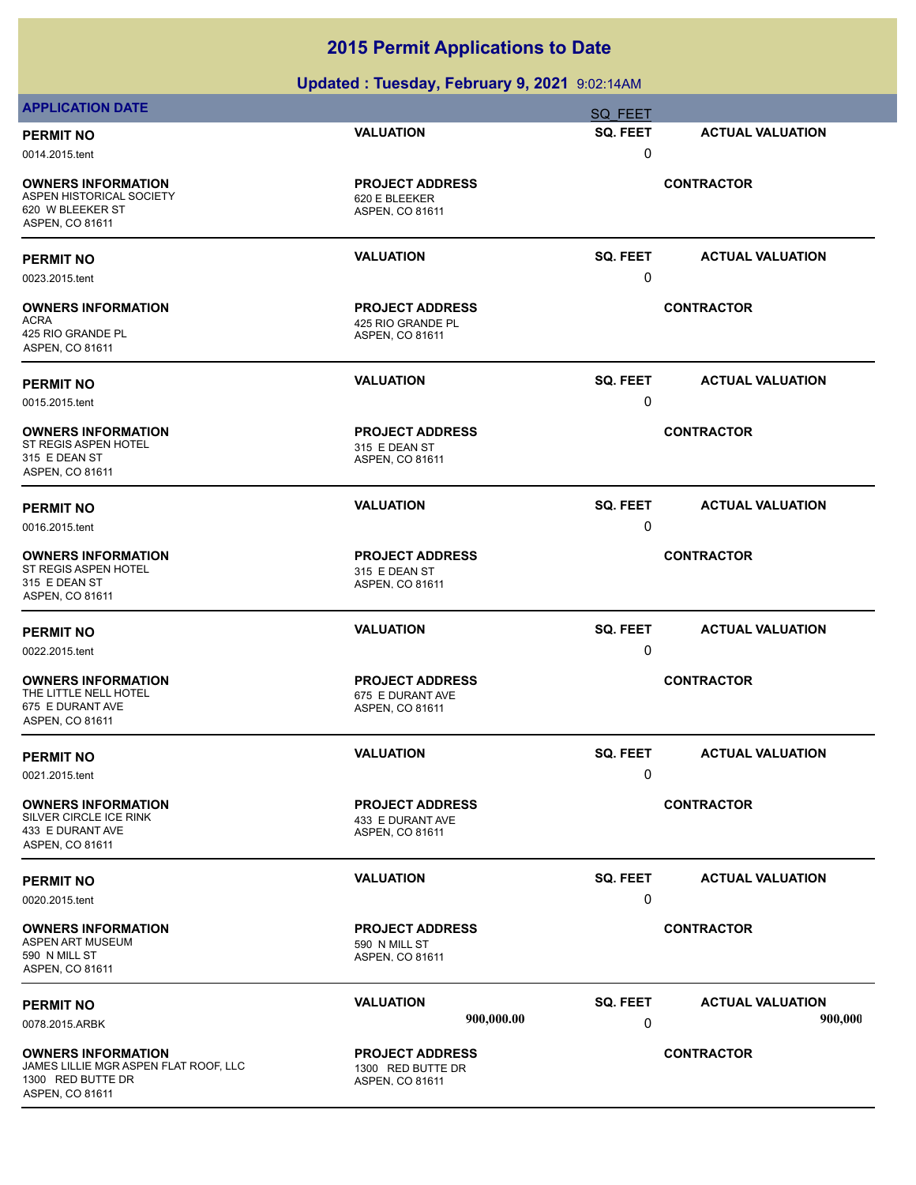# 2015 Permit Applications to Date

## Updated : Tuesday, February 9, 2021 9:02:14AM

**APPLICATION DATE** SQ_FEET

| PERMIT NO | VALUATION | SQ. FEET | ACTUAL VALUATION |
|---|---|---|---|
| 0014.2015.tent | | 0 | |

| OWNERS INFORMATION | PROJECT ADDRESS | CONTRACTOR |
|---|---|---|
| ASPEN HISTORICAL SOCIETY<br>620 W BLEEKER ST<br>ASPEN, CO 81611 | 620 E BLEEKER<br>ASPEN, CO 81611 | |

| PERMIT NO | VALUATION | SQ. FEET | ACTUAL VALUATION |
|---|---|---|---|
| 0023.2015.tent | | 0 | |

| OWNERS INFORMATION | PROJECT ADDRESS | CONTRACTOR |
|---|---|---|
| ACRA<br>425 RIO GRANDE PL<br>ASPEN, CO 81611 | 425 RIO GRANDE PL<br>ASPEN, CO 81611 | |

| PERMIT NO | VALUATION | SQ. FEET | ACTUAL VALUATION |
|---|---|---|---|
| 0015.2015.tent | | 0 | |

| OWNERS INFORMATION | PROJECT ADDRESS | CONTRACTOR |
|---|---|---|
| ST REGIS ASPEN HOTEL<br>315 E DEAN ST<br>ASPEN, CO 81611 | 315 E DEAN ST<br>ASPEN, CO 81611 | |

| PERMIT NO | VALUATION | SQ. FEET | ACTUAL VALUATION |
|---|---|---|---|
| 0016.2015.tent | | 0 | |

| OWNERS INFORMATION | PROJECT ADDRESS | CONTRACTOR |
|---|---|---|
| ST REGIS ASPEN HOTEL<br>315 E DEAN ST<br>ASPEN, CO 81611 | 315 E DEAN ST<br>ASPEN, CO 81611 | |

| PERMIT NO | VALUATION | SQ. FEET | ACTUAL VALUATION |
|---|---|---|---|
| 0022.2015.tent | | 0 | |

| OWNERS INFORMATION | PROJECT ADDRESS | CONTRACTOR |
|---|---|---|
| THE LITTLE NELL HOTEL<br>675 E DURANT AVE<br>ASPEN, CO 81611 | 675 E DURANT AVE<br>ASPEN, CO 81611 | |

| PERMIT NO | VALUATION | SQ. FEET | ACTUAL VALUATION |
|---|---|---|---|
| 0021.2015.tent | | 0 | |

| OWNERS INFORMATION | PROJECT ADDRESS | CONTRACTOR |
|---|---|---|
| SILVER CIRCLE ICE RINK<br>433 E DURANT AVE<br>ASPEN, CO 81611 | 433 E DURANT AVE<br>ASPEN, CO 81611 | |

| PERMIT NO | VALUATION | SQ. FEET | ACTUAL VALUATION |
|---|---|---|---|
| 0020.2015.tent | | 0 | |

| OWNERS INFORMATION | PROJECT ADDRESS | CONTRACTOR |
|---|---|---|
| ASPEN ART MUSEUM<br>590 N MILL ST<br>ASPEN, CO 81611 | 590 N MILL ST<br>ASPEN, CO 81611 | |

| PERMIT NO | VALUATION | SQ. FEET | ACTUAL VALUATION |
|---|---|---|---|
| 0078.2015.ARBK | 900,000.00 | 0 | 900,000 |

| OWNERS INFORMATION | PROJECT ADDRESS | CONTRACTOR |
|---|---|---|
| JAMES LILLIE MGR ASPEN FLAT ROOF, LLC<br>1300 RED BUTTE DR<br>ASPEN, CO 81611 | 1300 RED BUTTE DR<br>ASPEN, CO 81611 | |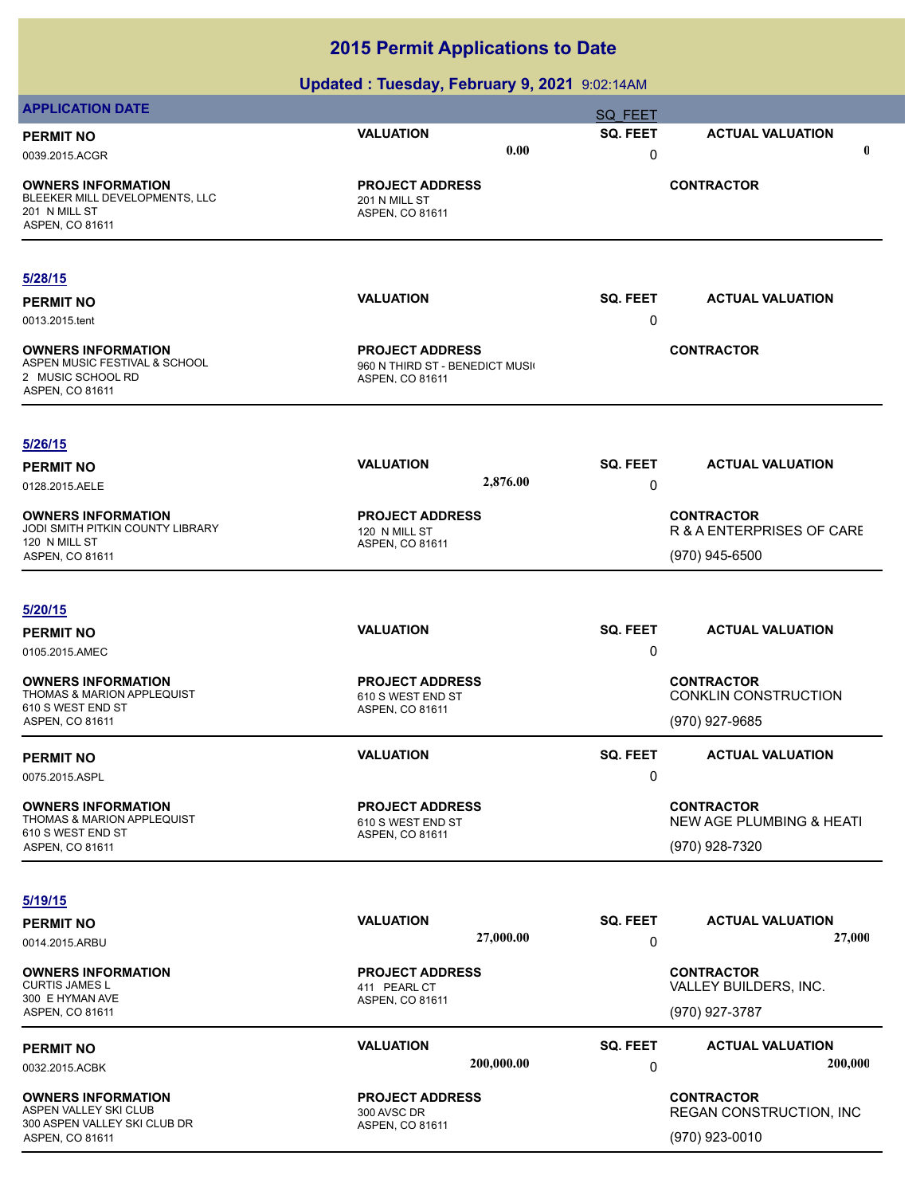# 2015 Permit Applications to Date

## Updated : Tuesday, February 9, 2021 9:02:14AM

**APPLICATION DATE** SQ_FEET

| PERMIT NO | VALUATION | SQ. FEET | ACTUAL VALUATION |
|---|---|---|---|
| 0039.2015.ACGR | 0.00 | 0 | 0 |

| OWNERS INFORMATION | PROJECT ADDRESS | CONTRACTOR |
|---|---|---|
| BLEEKER MILL DEVELOPMENTS, LLC<br>201 N MILL ST<br>ASPEN, CO 81611 | 201 N MILL ST<br>ASPEN, CO 81611 | |

---

**5/28/15**

| PERMIT NO | VALUATION | SQ. FEET | ACTUAL VALUATION |
|---|---|---|---|
| 0013.2015.tent | | 0 | |

| OWNERS INFORMATION | PROJECT ADDRESS | CONTRACTOR |
|---|---|---|
| ASPEN MUSIC FESTIVAL & SCHOOL<br>2 MUSIC SCHOOL RD<br>ASPEN, CO 81611 | 960 N THIRD ST - BENEDICT MUSI<br>ASPEN, CO 81611 | |

---

**5/26/15**

| PERMIT NO | VALUATION | SQ. FEET | ACTUAL VALUATION |
|---|---|---|---|
| 0128.2015.AELE | 2,876.00 | 0 | |

| OWNERS INFORMATION | PROJECT ADDRESS | CONTRACTOR |
|---|---|---|
| JODI SMITH PITKIN COUNTY LIBRARY<br>120 N MILL ST<br>ASPEN, CO 81611 | 120 N MILL ST<br>ASPEN, CO 81611 | R & A ENTERPRISES OF CARE<br>(970) 945-6500 |

---

**5/20/15**

| PERMIT NO | VALUATION | SQ. FEET | ACTUAL VALUATION |
|---|---|---|---|
| 0105.2015.AMEC | | 0 | |

| OWNERS INFORMATION | PROJECT ADDRESS | CONTRACTOR |
|---|---|---|
| THOMAS & MARION APPLEQUIST<br>610 S WEST END ST<br>ASPEN, CO 81611 | 610 S WEST END ST<br>ASPEN, CO 81611 | CONKLIN CONSTRUCTION<br>(970) 927-9685 |

| PERMIT NO | VALUATION | SQ. FEET | ACTUAL VALUATION |
|---|---|---|---|
| 0075.2015.ASPL | | 0 | |

| OWNERS INFORMATION | PROJECT ADDRESS | CONTRACTOR |
|---|---|---|
| THOMAS & MARION APPLEQUIST<br>610 S WEST END ST<br>ASPEN, CO 81611 | 610 S WEST END ST<br>ASPEN, CO 81611 | NEW AGE PLUMBING & HEATI<br>(970) 928-7320 |

---

**5/19/15**

| PERMIT NO | VALUATION | SQ. FEET | ACTUAL VALUATION |
|---|---|---|---|
| 0014.2015.ARBU | 27,000.00 | 0 | 27,000 |

| OWNERS INFORMATION | PROJECT ADDRESS | CONTRACTOR |
|---|---|---|
| CURTIS JAMES L<br>300 E HYMAN AVE<br>ASPEN, CO 81611 | 411 PEARL CT<br>ASPEN, CO 81611 | VALLEY BUILDERS, INC.<br>(970) 927-3787 |

| PERMIT NO | VALUATION | SQ. FEET | ACTUAL VALUATION |
|---|---|---|---|
| 0032.2015.ACBK | 200,000.00 | 0 | 200,000 |

| OWNERS INFORMATION | PROJECT ADDRESS | CONTRACTOR |
|---|---|---|
| ASPEN VALLEY SKI CLUB<br>300 ASPEN VALLEY SKI CLUB DR<br>ASPEN, CO 81611 | 300 AVSC DR<br>ASPEN, CO 81611 | REGAN CONSTRUCTION, INC<br>(970) 923-0010 |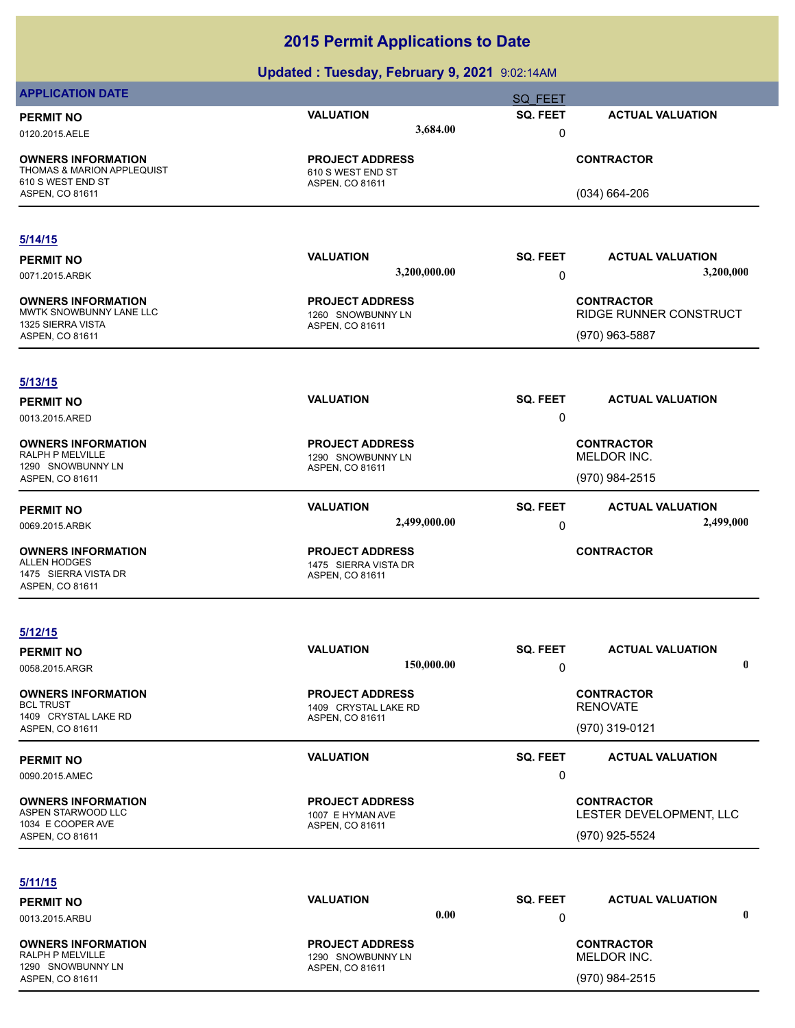# 2015 Permit Applications to Date

## Updated : Tuesday, February 9, 2021 9:02:14AM

**APPLICATION DATE** SQ_FEET

| PERMIT NO | VALUATION | SQ. FEET | ACTUAL VALUATION |
|---|---|---|---|
| 0120.2015.AELE | 3,684.00 | 0 | |

| OWNERS INFORMATION | PROJECT ADDRESS | CONTRACTOR |
|---|---|---|
| THOMAS & MARION APPLEQUIST<br>610 S WEST END ST<br>ASPEN, CO 81611 | 610 S WEST END ST<br>ASPEN, CO 81611 | (034) 664-206 |

---

**5/14/15**

| PERMIT NO | VALUATION | SQ. FEET | ACTUAL VALUATION |
|---|---|---|---|
| 0071.2015.ARBK | 3,200,000.00 | 0 | 3,200,000 |

| OWNERS INFORMATION | PROJECT ADDRESS | CONTRACTOR |
|---|---|---|
| MWTK SNOWBUNNY LANE LLC<br>1325 SIERRA VISTA<br>ASPEN, CO 81611 | 1260 SNOWBUNNY LN<br>ASPEN, CO 81611 | RIDGE RUNNER CONSTRUCT<br>(970) 963-5887 |

---

**5/13/15**

| PERMIT NO | VALUATION | SQ. FEET | ACTUAL VALUATION |
|---|---|---|---|
| 0013.2015.ARED | | 0 | |

| OWNERS INFORMATION | PROJECT ADDRESS | CONTRACTOR |
|---|---|---|
| RALPH P MELVILLE<br>1290 SNOWBUNNY LN<br>ASPEN, CO 81611 | 1290 SNOWBUNNY LN<br>ASPEN, CO 81611 | MELDOR INC.<br>(970) 984-2515 |

| PERMIT NO | VALUATION | SQ. FEET | ACTUAL VALUATION |
|---|---|---|---|
| 0069.2015.ARBK | 2,499,000.00 | 0 | 2,499,000 |

| OWNERS INFORMATION | PROJECT ADDRESS | CONTRACTOR |
|---|---|---|
| ALLEN HODGES<br>1475 SIERRA VISTA DR<br>ASPEN, CO 81611 | 1475 SIERRA VISTA DR<br>ASPEN, CO 81611 | |

---

**5/12/15**

| PERMIT NO | VALUATION | SQ. FEET | ACTUAL VALUATION |
|---|---|---|---|
| 0058.2015.ARGR | 150,000.00 | 0 | 0 |

| OWNERS INFORMATION | PROJECT ADDRESS | CONTRACTOR |
|---|---|---|
| BCL TRUST<br>1409 CRYSTAL LAKE RD<br>ASPEN, CO 81611 | 1409 CRYSTAL LAKE RD<br>ASPEN, CO 81611 | RENOVATE<br>(970) 319-0121 |

| PERMIT NO | VALUATION | SQ. FEET | ACTUAL VALUATION |
|---|---|---|---|
| 0090.2015.AMEC | | 0 | |

| OWNERS INFORMATION | PROJECT ADDRESS | CONTRACTOR |
|---|---|---|
| ASPEN STARWOOD LLC<br>1034 E COOPER AVE<br>ASPEN, CO 81611 | 1007 E HYMAN AVE<br>ASPEN, CO 81611 | LESTER DEVELOPMENT, LLC<br>(970) 925-5524 |

---

**5/11/15**

| PERMIT NO | VALUATION | SQ. FEET | ACTUAL VALUATION |
|---|---|---|---|
| 0013.2015.ARBU | 0.00 | 0 | 0 |

| OWNERS INFORMATION | PROJECT ADDRESS | CONTRACTOR |
|---|---|---|
| RALPH P MELVILLE<br>1290 SNOWBUNNY LN<br>ASPEN, CO 81611 | 1290 SNOWBUNNY LN<br>ASPEN, CO 81611 | MELDOR INC.<br>(970) 984-2515 |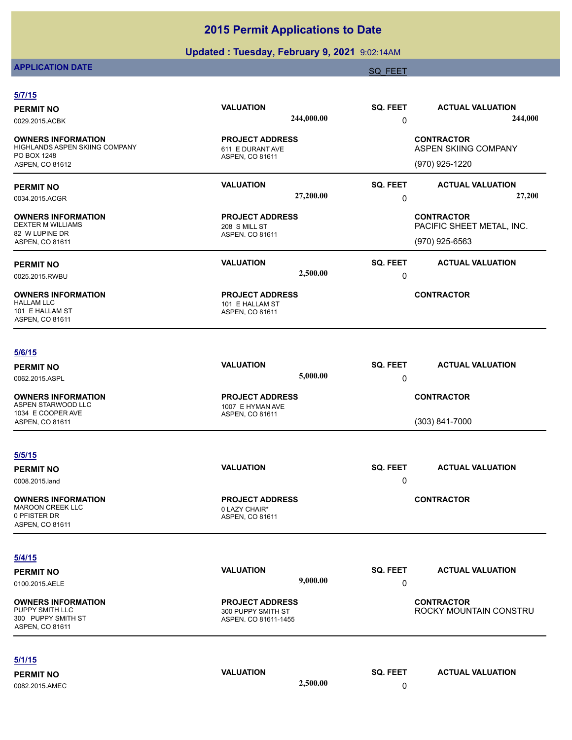# 2015 Permit Applications to Date

## Updated : Tuesday, February 9, 2021 9:02:14AM

**APPLICATION DATE** | SQ_FEET

### 5/7/15

| PERMIT NO | VALUATION | SQ. FEET | ACTUAL VALUATION |
|---|---|---|---|
| 0029.2015.ACBK | 244,000.00 | 0 | 244,000 |

| OWNERS INFORMATION | PROJECT ADDRESS | CONTRACTOR |
|---|---|---|
| HIGHLANDS ASPEN SKIING COMPANY<br>PO BOX 1248<br>ASPEN, CO 81612 | 611 E DURANT AVE<br>ASPEN, CO 81611 | ASPEN SKIING COMPANY<br>(970) 925-1220 |

| PERMIT NO | VALUATION | SQ. FEET | ACTUAL VALUATION |
|---|---|---|---|
| 0034.2015.ACGR | 27,200.00 | 0 | 27,200 |

| OWNERS INFORMATION | PROJECT ADDRESS | CONTRACTOR |
|---|---|---|
| DEXTER M WILLIAMS<br>82 W LUPINE DR<br>ASPEN, CO 81611 | 208 S MILL ST<br>ASPEN, CO 81611 | PACIFIC SHEET METAL, INC.<br>(970) 925-6563 |

| PERMIT NO | VALUATION | SQ. FEET | ACTUAL VALUATION |
|---|---|---|---|
| 0025.2015.RWBU | 2,500.00 | 0 | |

| OWNERS INFORMATION | PROJECT ADDRESS | CONTRACTOR |
|---|---|---|
| HALLAM LLC<br>101 E HALLAM ST<br>ASPEN, CO 81611 | 101 E HALLAM ST<br>ASPEN, CO 81611 | |

### 5/6/15

| PERMIT NO | VALUATION | SQ. FEET | ACTUAL VALUATION |
|---|---|---|---|
| 0062.2015.ASPL | 5,000.00 | 0 | |

| OWNERS INFORMATION | PROJECT ADDRESS | CONTRACTOR |
|---|---|---|
| ASPEN STARWOOD LLC<br>1034 E COOPER AVE<br>ASPEN, CO 81611 | 1007 E HYMAN AVE<br>ASPEN, CO 81611 | (303) 841-7000 |

### 5/5/15

| PERMIT NO | VALUATION | SQ. FEET | ACTUAL VALUATION |
|---|---|---|---|
| 0008.2015.land | | 0 | |

| OWNERS INFORMATION | PROJECT ADDRESS | CONTRACTOR |
|---|---|---|
| MAROON CREEK LLC<br>0 PFISTER DR<br>ASPEN, CO 81611 | 0 LAZY CHAIR*<br>ASPEN, CO 81611 | |

### 5/4/15

| PERMIT NO | VALUATION | SQ. FEET | ACTUAL VALUATION |
|---|---|---|---|
| 0100.2015.AELE | 9,000.00 | 0 | |

| OWNERS INFORMATION | PROJECT ADDRESS | CONTRACTOR |
|---|---|---|
| PUPPY SMITH LLC<br>300 PUPPY SMITH ST<br>ASPEN, CO 81611 | 300 PUPPY SMITH ST<br>ASPEN, CO 81611-1455 | ROCKY MOUNTAIN CONSTRU |

### 5/1/15

| PERMIT NO | VALUATION | SQ. FEET | ACTUAL VALUATION |
|---|---|---|---|
| 0082.2015.AMEC | 2,500.00 | 0 | |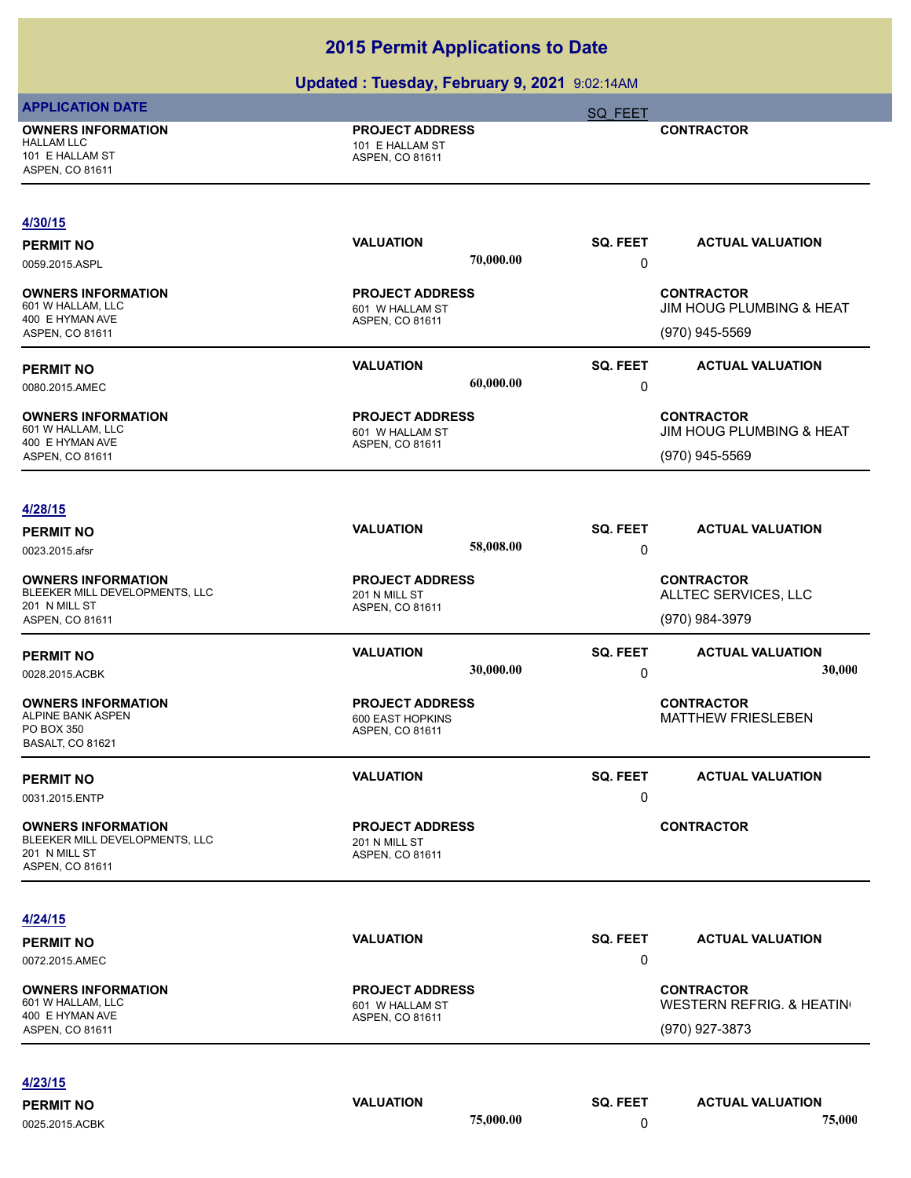# 2015 Permit Applications to Date

## Updated : Tuesday, February 9, 2021 9:02:14AM

**APPLICATION DATE** SQ_FEET

| OWNERS INFORMATION | PROJECT ADDRESS | CONTRACTOR |
|---|---|---|
| HALLAM LLC<br>101 E HALLAM ST<br>ASPEN, CO 81611 | 101 E HALLAM ST<br>ASPEN, CO 81611 | |

---

**4/30/15**

| PERMIT NO | VALUATION | SQ. FEET | ACTUAL VALUATION |
|---|---|---|---|
| 0059.2015.ASPL | 70,000.00 | 0 | |

| OWNERS INFORMATION | PROJECT ADDRESS | CONTRACTOR |
|---|---|---|
| 601 W HALLAM, LLC<br>400 E HYMAN AVE<br>ASPEN, CO 81611 | 601 W HALLAM ST<br>ASPEN, CO 81611 | JIM HOUG PLUMBING & HEAT<br>(970) 945-5569 |

| PERMIT NO | VALUATION | SQ. FEET | ACTUAL VALUATION |
|---|---|---|---|
| 0080.2015.AMEC | 60,000.00 | 0 | |

| OWNERS INFORMATION | PROJECT ADDRESS | CONTRACTOR |
|---|---|---|
| 601 W HALLAM, LLC<br>400 E HYMAN AVE<br>ASPEN, CO 81611 | 601 W HALLAM ST<br>ASPEN, CO 81611 | JIM HOUG PLUMBING & HEAT<br>(970) 945-5569 |

---

**4/28/15**

| PERMIT NO | VALUATION | SQ. FEET | ACTUAL VALUATION |
|---|---|---|---|
| 0023.2015.afsr | 58,008.00 | 0 | |

| OWNERS INFORMATION | PROJECT ADDRESS | CONTRACTOR |
|---|---|---|
| BLEEKER MILL DEVELOPMENTS, LLC<br>201 N MILL ST<br>ASPEN, CO 81611 | 201 N MILL ST<br>ASPEN, CO 81611 | ALLTEC SERVICES, LLC<br>(970) 984-3979 |

| PERMIT NO | VALUATION | SQ. FEET | ACTUAL VALUATION |
|---|---|---|---|
| 0028.2015.ACBK | 30,000.00 | 0 | 30,000 |

| OWNERS INFORMATION | PROJECT ADDRESS | CONTRACTOR |
|---|---|---|
| ALPINE BANK ASPEN<br>PO BOX 350<br>BASALT, CO 81621 | 600 EAST HOPKINS<br>ASPEN, CO 81611 | MATTHEW FRIESLEBEN |

| PERMIT NO | VALUATION | SQ. FEET | ACTUAL VALUATION |
|---|---|---|---|
| 0031.2015.ENTP | | 0 | |

| OWNERS INFORMATION | PROJECT ADDRESS | CONTRACTOR |
|---|---|---|
| BLEEKER MILL DEVELOPMENTS, LLC<br>201 N MILL ST<br>ASPEN, CO 81611 | 201 N MILL ST<br>ASPEN, CO 81611 | |

---

**4/24/15**

| PERMIT NO | VALUATION | SQ. FEET | ACTUAL VALUATION |
|---|---|---|---|
| 0072.2015.AMEC | | 0 | |

| OWNERS INFORMATION | PROJECT ADDRESS | CONTRACTOR |
|---|---|---|
| 601 W HALLAM, LLC<br>400 E HYMAN AVE<br>ASPEN, CO 81611 | 601 W HALLAM ST<br>ASPEN, CO 81611 | WESTERN REFRIG. & HEATIN<br>(970) 927-3873 |

---

**4/23/15**

| PERMIT NO | VALUATION | SQ. FEET | ACTUAL VALUATION |
|---|---|---|---|
| 0025.2015.ACBK | 75,000.00 | 0 | 75,000 |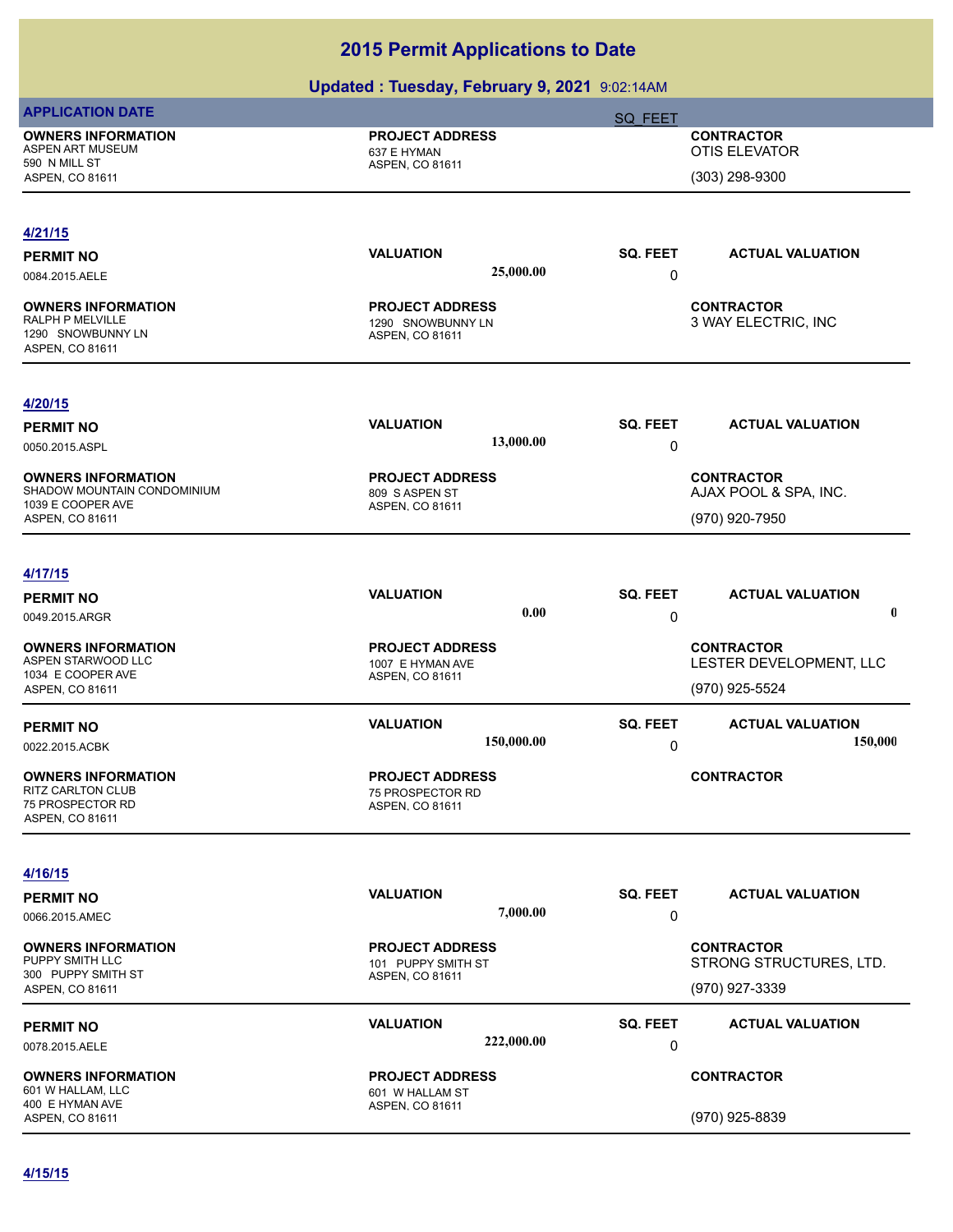# 2015 Permit Applications to Date

## Updated : Tuesday, February 9, 2021 9:02:14AM

**APPLICATION DATE** SQ_FEET

| OWNERS INFORMATION | PROJECT ADDRESS | CONTRACTOR |
|---|---|---|
| ASPEN ART MUSEUM<br>590 N MILL ST<br>ASPEN, CO 81611 | 637 E HYMAN<br>ASPEN, CO 81611 | OTIS ELEVATOR<br>(303) 298-9300 |

---

**4/21/15**

| PERMIT NO | VALUATION | SQ. FEET | ACTUAL VALUATION |
|---|---|---|---|
| 0084.2015.AELE | 25,000.00 | 0 | |

| OWNERS INFORMATION | PROJECT ADDRESS | CONTRACTOR |
|---|---|---|
| RALPH P MELVILLE<br>1290 SNOWBUNNY LN<br>ASPEN, CO 81611 | 1290 SNOWBUNNY LN<br>ASPEN, CO 81611 | 3 WAY ELECTRIC, INC |

---

**4/20/15**

| PERMIT NO | VALUATION | SQ. FEET | ACTUAL VALUATION |
|---|---|---|---|
| 0050.2015.ASPL | 13,000.00 | 0 | |

| OWNERS INFORMATION | PROJECT ADDRESS | CONTRACTOR |
|---|---|---|
| SHADOW MOUNTAIN CONDOMINIUM<br>1039 E COOPER AVE<br>ASPEN, CO 81611 | 809 S ASPEN ST<br>ASPEN, CO 81611 | AJAX POOL & SPA, INC.<br>(970) 920-7950 |

---

**4/17/15**

| PERMIT NO | VALUATION | SQ. FEET | ACTUAL VALUATION |
|---|---|---|---|
| 0049.2015.ARGR | 0.00 | 0 | 0 |

| OWNERS INFORMATION | PROJECT ADDRESS | CONTRACTOR |
|---|---|---|
| ASPEN STARWOOD LLC<br>1034 E COOPER AVE<br>ASPEN, CO 81611 | 1007 E HYMAN AVE<br>ASPEN, CO 81611 | LESTER DEVELOPMENT, LLC<br>(970) 925-5524 |

| PERMIT NO | VALUATION | SQ. FEET | ACTUAL VALUATION |
|---|---|---|---|
| 0022.2015.ACBK | 150,000.00 | 0 | 150,000 |

| OWNERS INFORMATION | PROJECT ADDRESS | CONTRACTOR |
|---|---|---|
| RITZ CARLTON CLUB<br>75 PROSPECTOR RD<br>ASPEN, CO 81611 | 75 PROSPECTOR RD<br>ASPEN, CO 81611 | |

---

**4/16/15**

| PERMIT NO | VALUATION | SQ. FEET | ACTUAL VALUATION |
|---|---|---|---|
| 0066.2015.AMEC | 7,000.00 | 0 | |

| OWNERS INFORMATION | PROJECT ADDRESS | CONTRACTOR |
|---|---|---|
| PUPPY SMITH LLC<br>300 PUPPY SMITH ST<br>ASPEN, CO 81611 | 101 PUPPY SMITH ST<br>ASPEN, CO 81611 | STRONG STRUCTURES, LTD.<br>(970) 927-3339 |

| PERMIT NO | VALUATION | SQ. FEET | ACTUAL VALUATION |
|---|---|---|---|
| 0078.2015.AELE | 222,000.00 | 0 | |

| OWNERS INFORMATION | PROJECT ADDRESS | CONTRACTOR |
|---|---|---|
| 601 W HALLAM, LLC<br>400 E HYMAN AVE<br>ASPEN, CO 81611 | 601 W HALLAM ST<br>ASPEN, CO 81611 | (970) 925-8839 |

---

**4/15/15**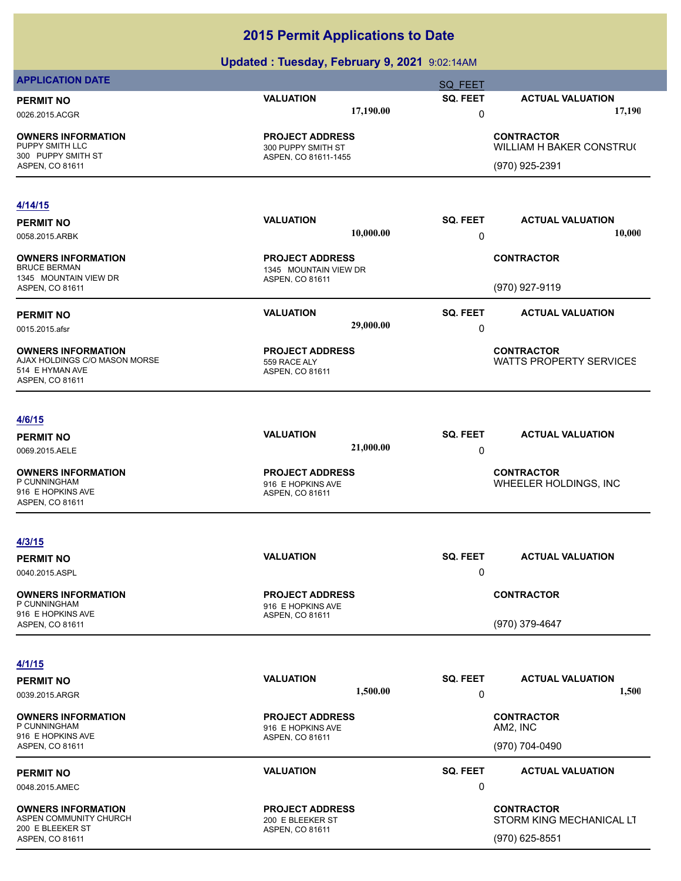# 2015 Permit Applications to Date

## Updated : Tuesday, February 9, 2021 9:02:14AM

**APPLICATION DATE** SQ_FEET

| PERMIT NO | VALUATION | SQ. FEET | ACTUAL VALUATION |
|---|---|---|---|
| 0026.2015.ACGR | 17,190.00 | 0 | 17,190 |

| OWNERS INFORMATION | PROJECT ADDRESS | CONTRACTOR |
|---|---|---|
| PUPPY SMITH LLC<br>300 PUPPY SMITH ST<br>ASPEN, CO 81611 | 300 PUPPY SMITH ST<br>ASPEN, CO 81611-1455 | WILLIAM H BAKER CONSTRU(<br>(970) 925-2391 |

---

**4/14/15**

| PERMIT NO | VALUATION | SQ. FEET | ACTUAL VALUATION |
|---|---|---|---|
| 0058.2015.ARBK | 10,000.00 | 0 | 10,000 |

| OWNERS INFORMATION | PROJECT ADDRESS | CONTRACTOR |
|---|---|---|
| BRUCE BERMAN<br>1345 MOUNTAIN VIEW DR<br>ASPEN, CO 81611 | 1345 MOUNTAIN VIEW DR<br>ASPEN, CO 81611 | (970) 927-9119 |

| PERMIT NO | VALUATION | SQ. FEET | ACTUAL VALUATION |
|---|---|---|---|
| 0015.2015.afsr | 29,000.00 | 0 | |

| OWNERS INFORMATION | PROJECT ADDRESS | CONTRACTOR |
|---|---|---|
| AJAX HOLDINGS C/O MASON MORSE<br>514 E HYMAN AVE<br>ASPEN, CO 81611 | 559 RACE ALY<br>ASPEN, CO 81611 | WATTS PROPERTY SERVICES |

---

**4/6/15**

| PERMIT NO | VALUATION | SQ. FEET | ACTUAL VALUATION |
|---|---|---|---|
| 0069.2015.AELE | 21,000.00 | 0 | |

| OWNERS INFORMATION | PROJECT ADDRESS | CONTRACTOR |
|---|---|---|
| P CUNNINGHAM<br>916 E HOPKINS AVE<br>ASPEN, CO 81611 | 916 E HOPKINS AVE<br>ASPEN, CO 81611 | WHEELER HOLDINGS, INC |

---

**4/3/15**

| PERMIT NO | VALUATION | SQ. FEET | ACTUAL VALUATION |
|---|---|---|---|
| 0040.2015.ASPL | | 0 | |

| OWNERS INFORMATION | PROJECT ADDRESS | CONTRACTOR |
|---|---|---|
| P CUNNINGHAM<br>916 E HOPKINS AVE<br>ASPEN, CO 81611 | 916 E HOPKINS AVE<br>ASPEN, CO 81611 | (970) 379-4647 |

---

**4/1/15**

| PERMIT NO | VALUATION | SQ. FEET | ACTUAL VALUATION |
|---|---|---|---|
| 0039.2015.ARGR | 1,500.00 | 0 | 1,500 |

| OWNERS INFORMATION | PROJECT ADDRESS | CONTRACTOR |
|---|---|---|
| P CUNNINGHAM<br>916 E HOPKINS AVE<br>ASPEN, CO 81611 | 916 E HOPKINS AVE<br>ASPEN, CO 81611 | AM2, INC<br>(970) 704-0490 |

| PERMIT NO | VALUATION | SQ. FEET | ACTUAL VALUATION |
|---|---|---|---|
| 0048.2015.AMEC | | 0 | |

| OWNERS INFORMATION | PROJECT ADDRESS | CONTRACTOR |
|---|---|---|
| ASPEN COMMUNITY CHURCH<br>200 E BLEEKER ST<br>ASPEN, CO 81611 | 200 E BLEEKER ST<br>ASPEN, CO 81611 | STORM KING MECHANICAL LT<br>(970) 625-8551 |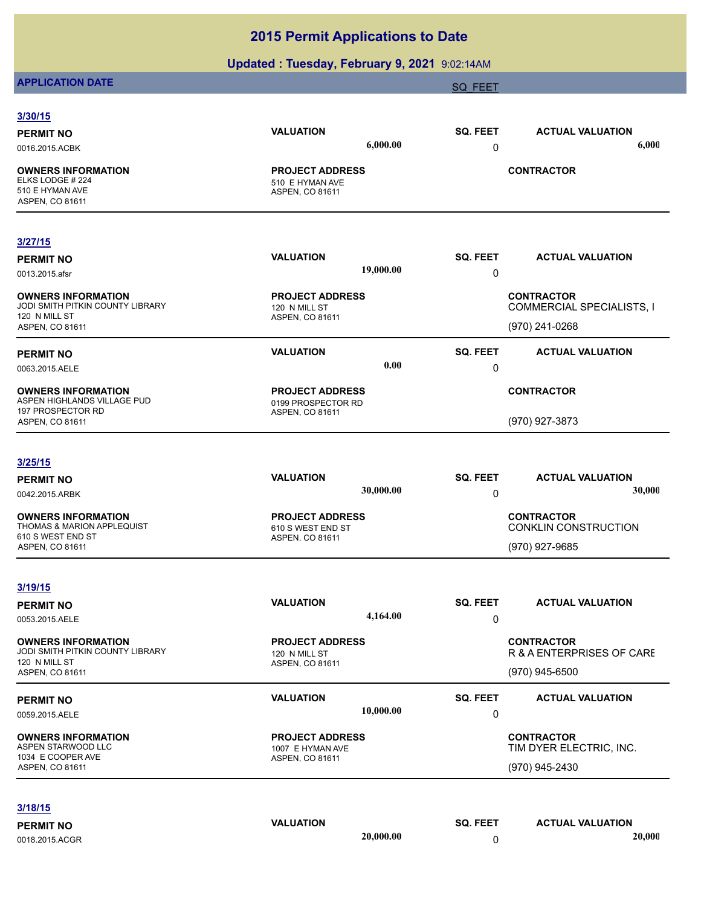# 2015 Permit Applications to Date

**Updated : Tuesday, February 9, 2021** 9:02:14AM

**APPLICATION DATE** SQ_FEET

**3/30/15**

| PERMIT NO | VALUATION | SQ. FEET | ACTUAL VALUATION |
|---|---|---|---|
| 0016.2015.ACBK | 6,000.00 | 0 | 6,000 |

| OWNERS INFORMATION | PROJECT ADDRESS | CONTRACTOR |
|---|---|---|
| ELKS LODGE # 224<br>510 E HYMAN AVE<br>ASPEN, CO 81611 | 510 E HYMAN AVE<br>ASPEN, CO 81611 | |

**3/27/15**

| PERMIT NO | VALUATION | SQ. FEET | ACTUAL VALUATION |
|---|---|---|---|
| 0013.2015.afsr | 19,000.00 | 0 | |

| OWNERS INFORMATION | PROJECT ADDRESS | CONTRACTOR |
|---|---|---|
| JODI SMITH PITKIN COUNTY LIBRARY<br>120 N MILL ST<br>ASPEN, CO 81611 | 120 N MILL ST<br>ASPEN, CO 81611 | COMMERCIAL SPECIALISTS, I<br>(970) 241-0268 |

| PERMIT NO | VALUATION | SQ. FEET | ACTUAL VALUATION |
|---|---|---|---|
| 0063.2015.AELE | 0.00 | 0 | |

| OWNERS INFORMATION | PROJECT ADDRESS | CONTRACTOR |
|---|---|---|
| ASPEN HIGHLANDS VILLAGE PUD<br>197 PROSPECTOR RD<br>ASPEN, CO 81611 | 0199 PROSPECTOR RD<br>ASPEN, CO 81611 | (970) 927-3873 |

**3/25/15**

| PERMIT NO | VALUATION | SQ. FEET | ACTUAL VALUATION |
|---|---|---|---|
| 0042.2015.ARBK | 30,000.00 | 0 | 30,000 |

| OWNERS INFORMATION | PROJECT ADDRESS | CONTRACTOR |
|---|---|---|
| THOMAS & MARION APPLEQUIST<br>610 S WEST END ST<br>ASPEN, CO 81611 | 610 S WEST END ST<br>ASPEN, CO 81611 | CONKLIN CONSTRUCTION<br>(970) 927-9685 |

**3/19/15**

| PERMIT NO | VALUATION | SQ. FEET | ACTUAL VALUATION |
|---|---|---|---|
| 0053.2015.AELE | 4,164.00 | 0 | |

| OWNERS INFORMATION | PROJECT ADDRESS | CONTRACTOR |
|---|---|---|
| JODI SMITH PITKIN COUNTY LIBRARY<br>120 N MILL ST<br>ASPEN, CO 81611 | 120 N MILL ST<br>ASPEN, CO 81611 | R & A ENTERPRISES OF CARE<br>(970) 945-6500 |

| PERMIT NO | VALUATION | SQ. FEET | ACTUAL VALUATION |
|---|---|---|---|
| 0059.2015.AELE | 10,000.00 | 0 | |

| OWNERS INFORMATION | PROJECT ADDRESS | CONTRACTOR |
|---|---|---|
| ASPEN STARWOOD LLC<br>1034 E COOPER AVE<br>ASPEN, CO 81611 | 1007 E HYMAN AVE<br>ASPEN, CO 81611 | TIM DYER ELECTRIC, INC.<br>(970) 945-2430 |

**3/18/15**

| PERMIT NO | VALUATION | SQ. FEET | ACTUAL VALUATION |
|---|---|---|---|
| 0018.2015.ACGR | 20,000.00 | 0 | 20,000 |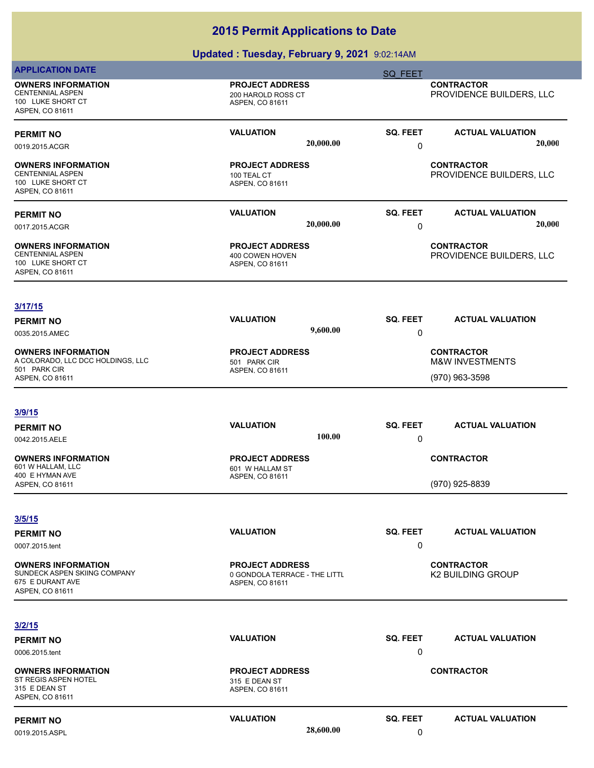# 2015 Permit Applications to Date

## Updated : Tuesday, February 9, 2021 9:02:14AM

**APPLICATION DATE** SQ_FEET

| OWNERS INFORMATION | PROJECT ADDRESS | | CONTRACTOR |
|---|---|---|---|
| CENTENNIAL ASPEN<br>100 LUKE SHORT CT<br>ASPEN, CO 81611 | 200 HAROLD ROSS CT<br>ASPEN, CO 81611 | | PROVIDENCE BUILDERS, LLC |

| PERMIT NO | VALUATION | SQ. FEET | ACTUAL VALUATION |
|---|---|---|---|
| 0019.2015.ACGR | 20,000.00 | 0 | 20,000 |

| OWNERS INFORMATION | PROJECT ADDRESS | | CONTRACTOR |
|---|---|---|---|
| CENTENNIAL ASPEN<br>100 LUKE SHORT CT<br>ASPEN, CO 81611 | 100 TEAL CT<br>ASPEN, CO 81611 | | PROVIDENCE BUILDERS, LLC |

| PERMIT NO | VALUATION | SQ. FEET | ACTUAL VALUATION |
|---|---|---|---|
| 0017.2015.ACGR | 20,000.00 | 0 | 20,000 |

| OWNERS INFORMATION | PROJECT ADDRESS | | CONTRACTOR |
|---|---|---|---|
| CENTENNIAL ASPEN<br>100 LUKE SHORT CT<br>ASPEN, CO 81611 | 400 COWEN HOVEN<br>ASPEN, CO 81611 | | PROVIDENCE BUILDERS, LLC |

**3/17/15**

| PERMIT NO | VALUATION | SQ. FEET | ACTUAL VALUATION |
|---|---|---|---|
| 0035.2015.AMEC | 9,600.00 | 0 | |

| OWNERS INFORMATION | PROJECT ADDRESS | | CONTRACTOR |
|---|---|---|---|
| A COLORADO, LLC DCC HOLDINGS, LLC<br>501 PARK CIR<br>ASPEN, CO 81611 | 501 PARK CIR<br>ASPEN, CO 81611 | | M&W INVESTMENTS<br>(970) 963-3598 |

**3/9/15**

| PERMIT NO | VALUATION | SQ. FEET | ACTUAL VALUATION |
|---|---|---|---|
| 0042.2015.AELE | 100.00 | 0 | |

| OWNERS INFORMATION | PROJECT ADDRESS | | CONTRACTOR |
|---|---|---|---|
| 601 W HALLAM, LLC<br>400 E HYMAN AVE<br>ASPEN, CO 81611 | 601 W HALLAM ST<br>ASPEN, CO 81611 | | (970) 925-8839 |

**3/5/15**

| PERMIT NO | VALUATION | SQ. FEET | ACTUAL VALUATION |
|---|---|---|---|
| 0007.2015.tent | | 0 | |

| OWNERS INFORMATION | PROJECT ADDRESS | | CONTRACTOR |
|---|---|---|---|
| SUNDECK ASPEN SKIING COMPANY<br>675 E DURANT AVE<br>ASPEN, CO 81611 | 0 GONDOLA TERRACE - THE LITTL<br>ASPEN, CO 81611 | | K2 BUILDING GROUP |

**3/2/15**

| PERMIT NO | VALUATION | SQ. FEET | ACTUAL VALUATION |
|---|---|---|---|
| 0006.2015.tent | | 0 | |

| OWNERS INFORMATION | PROJECT ADDRESS | | CONTRACTOR |
|---|---|---|---|
| ST REGIS ASPEN HOTEL<br>315 E DEAN ST<br>ASPEN, CO 81611 | 315 E DEAN ST<br>ASPEN, CO 81611 | | |

| PERMIT NO | VALUATION | SQ. FEET | ACTUAL VALUATION |
|---|---|---|---|
| 0019.2015.ASPL | 28,600.00 | 0 | |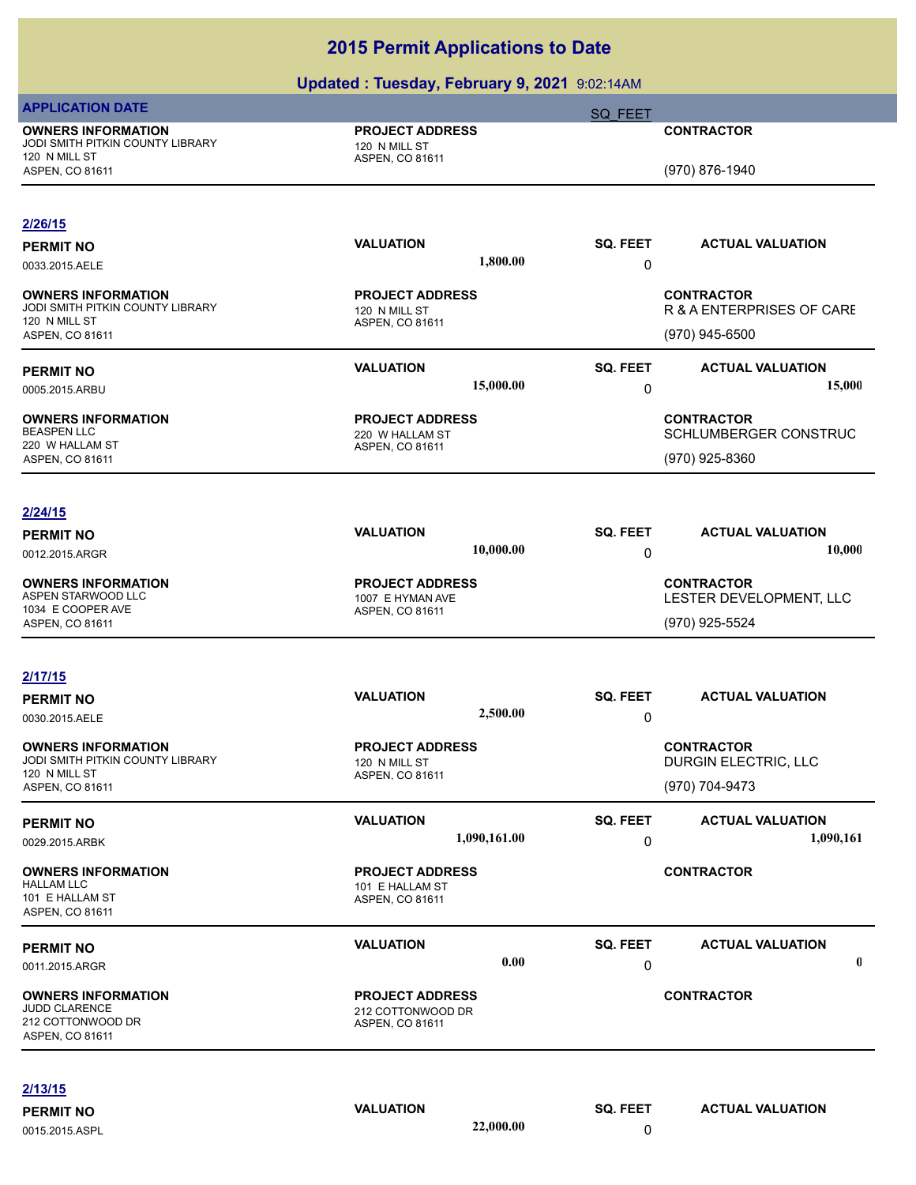# 2015 Permit Applications to Date

## Updated : Tuesday, February 9, 2021 9:02:14AM

| APPLICATION DATE | | SQ_FEET | |
|---|---|---|---|
| **OWNERS INFORMATION**<br>JODI SMITH PITKIN COUNTY LIBRARY<br>120 N MILL ST<br>ASPEN, CO 81611 | **PROJECT ADDRESS**<br>120 N MILL ST<br>ASPEN, CO 81611 | | **CONTRACTOR**<br>(970) 876-1940 |

**2/26/15**

| PERMIT NO | VALUATION | SQ. FEET | ACTUAL VALUATION |
|---|---|---|---|
| 0033.2015.AELE | 1,800.00 | 0 | |
| **OWNERS INFORMATION**<br>JODI SMITH PITKIN COUNTY LIBRARY<br>120 N MILL ST<br>ASPEN, CO 81611 | **PROJECT ADDRESS**<br>120 N MILL ST<br>ASPEN, CO 81611 | | **CONTRACTOR**<br>R & A ENTERPRISES OF CARE<br>(970) 945-6500 |
| 0005.2015.ARBU | 15,000.00 | 0 | 15,000 |
| **OWNERS INFORMATION**<br>BEASPEN LLC<br>220 W HALLAM ST<br>ASPEN, CO 81611 | **PROJECT ADDRESS**<br>220 W HALLAM ST<br>ASPEN, CO 81611 | | **CONTRACTOR**<br>SCHLUMBERGER CONSTRUC<br>(970) 925-8360 |

**2/24/15**

| PERMIT NO | VALUATION | SQ. FEET | ACTUAL VALUATION |
|---|---|---|---|
| 0012.2015.ARGR | 10,000.00 | 0 | 10,000 |
| **OWNERS INFORMATION**<br>ASPEN STARWOOD LLC<br>1034 E COOPER AVE<br>ASPEN, CO 81611 | **PROJECT ADDRESS**<br>1007 E HYMAN AVE<br>ASPEN, CO 81611 | | **CONTRACTOR**<br>LESTER DEVELOPMENT, LLC<br>(970) 925-5524 |

**2/17/15**

| PERMIT NO | VALUATION | SQ. FEET | ACTUAL VALUATION |
|---|---|---|---|
| 0030.2015.AELE | 2,500.00 | 0 | |
| **OWNERS INFORMATION**<br>JODI SMITH PITKIN COUNTY LIBRARY<br>120 N MILL ST<br>ASPEN, CO 81611 | **PROJECT ADDRESS**<br>120 N MILL ST<br>ASPEN, CO 81611 | | **CONTRACTOR**<br>DURGIN ELECTRIC, LLC<br>(970) 704-9473 |
| 0029.2015.ARBK | 1,090,161.00 | 0 | 1,090,161 |
| **OWNERS INFORMATION**<br>HALLAM LLC<br>101 E HALLAM ST<br>ASPEN, CO 81611 | **PROJECT ADDRESS**<br>101 E HALLAM ST<br>ASPEN, CO 81611 | | **CONTRACTOR** |
| 0011.2015.ARGR | 0.00 | 0 | 0 |
| **OWNERS INFORMATION**<br>JUDD CLARENCE<br>212 COTTONWOOD DR<br>ASPEN, CO 81611 | **PROJECT ADDRESS**<br>212 COTTONWOOD DR<br>ASPEN, CO 81611 | | **CONTRACTOR** |

**2/13/15**

| PERMIT NO | VALUATION | SQ. FEET | ACTUAL VALUATION |
|---|---|---|---|
| 0015.2015.ASPL | 22,000.00 | 0 | |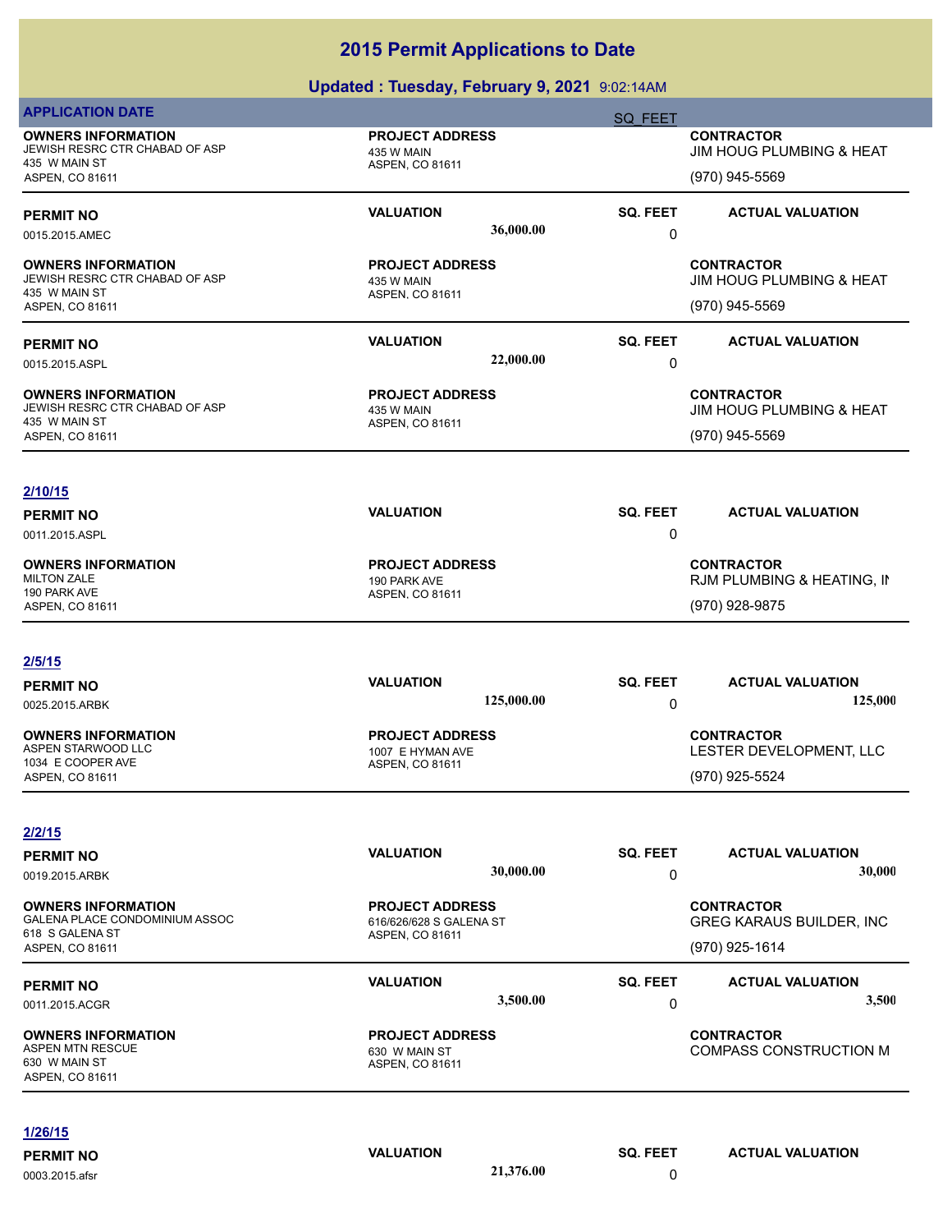# 2015 Permit Applications to Date

## Updated : Tuesday, February 9, 2021 9:02:14AM

**APPLICATION DATE** | **SQ_FEET**

**OWNERS INFORMATION**
JEWISH RESRC CTR CHABAD OF ASP
435 W MAIN ST
ASPEN, CO 81611

**PROJECT ADDRESS**
435 W MAIN
ASPEN, CO 81611

**CONTRACTOR**
JIM HOUG PLUMBING & HEAT
(970) 945-5569

---

| PERMIT NO | VALUATION | SQ. FEET | ACTUAL VALUATION |
|---|---|---|---|
| 0015.2015.AMEC | 36,000.00 | 0 | |

**OWNERS INFORMATION**
JEWISH RESRC CTR CHABAD OF ASP
435 W MAIN ST
ASPEN, CO 81611

**PROJECT ADDRESS**
435 W MAIN
ASPEN, CO 81611

**CONTRACTOR**
JIM HOUG PLUMBING & HEAT
(970) 945-5569

---

| PERMIT NO | VALUATION | SQ. FEET | ACTUAL VALUATION |
|---|---|---|---|
| 0015.2015.ASPL | 22,000.00 | 0 | |

**OWNERS INFORMATION**
JEWISH RESRC CTR CHABAD OF ASP
435 W MAIN ST
ASPEN, CO 81611

**PROJECT ADDRESS**
435 W MAIN
ASPEN, CO 81611

**CONTRACTOR**
JIM HOUG PLUMBING & HEAT
(970) 945-5569

---

**2/10/15**

| PERMIT NO | VALUATION | SQ. FEET | ACTUAL VALUATION |
|---|---|---|---|
| 0011.2015.ASPL | | 0 | |

**OWNERS INFORMATION**
MILTON ZALE
190 PARK AVE
ASPEN, CO 81611

**PROJECT ADDRESS**
190 PARK AVE
ASPEN, CO 81611

**CONTRACTOR**
RJM PLUMBING & HEATING, II
(970) 928-9875

---

**2/5/15**

| PERMIT NO | VALUATION | SQ. FEET | ACTUAL VALUATION |
|---|---|---|---|
| 0025.2015.ARBK | 125,000.00 | 0 | 125,000 |

**OWNERS INFORMATION**
ASPEN STARWOOD LLC
1034 E COOPER AVE
ASPEN, CO 81611

**PROJECT ADDRESS**
1007 E HYMAN AVE
ASPEN, CO 81611

**CONTRACTOR**
LESTER DEVELOPMENT, LLC
(970) 925-5524

---

**2/2/15**

| PERMIT NO | VALUATION | SQ. FEET | ACTUAL VALUATION |
|---|---|---|---|
| 0019.2015.ARBK | 30,000.00 | 0 | 30,000 |

**OWNERS INFORMATION**
GALENA PLACE CONDOMINIUM ASSOC
618 S GALENA ST
ASPEN, CO 81611

**PROJECT ADDRESS**
616/626/628 S GALENA ST
ASPEN, CO 81611

**CONTRACTOR**
GREG KARAUS BUILDER, INC
(970) 925-1614

---

| PERMIT NO | VALUATION | SQ. FEET | ACTUAL VALUATION |
|---|---|---|---|
| 0011.2015.ACGR | 3,500.00 | 0 | 3,500 |

**OWNERS INFORMATION**
ASPEN MTN RESCUE
630 W MAIN ST
ASPEN, CO 81611

**PROJECT ADDRESS**
630 W MAIN ST
ASPEN, CO 81611

**CONTRACTOR**
COMPASS CONSTRUCTION M

---

**1/26/15**

| PERMIT NO | VALUATION | SQ. FEET | ACTUAL VALUATION |
|---|---|---|---|
| 0003.2015.afsr | 21,376.00 | 0 | |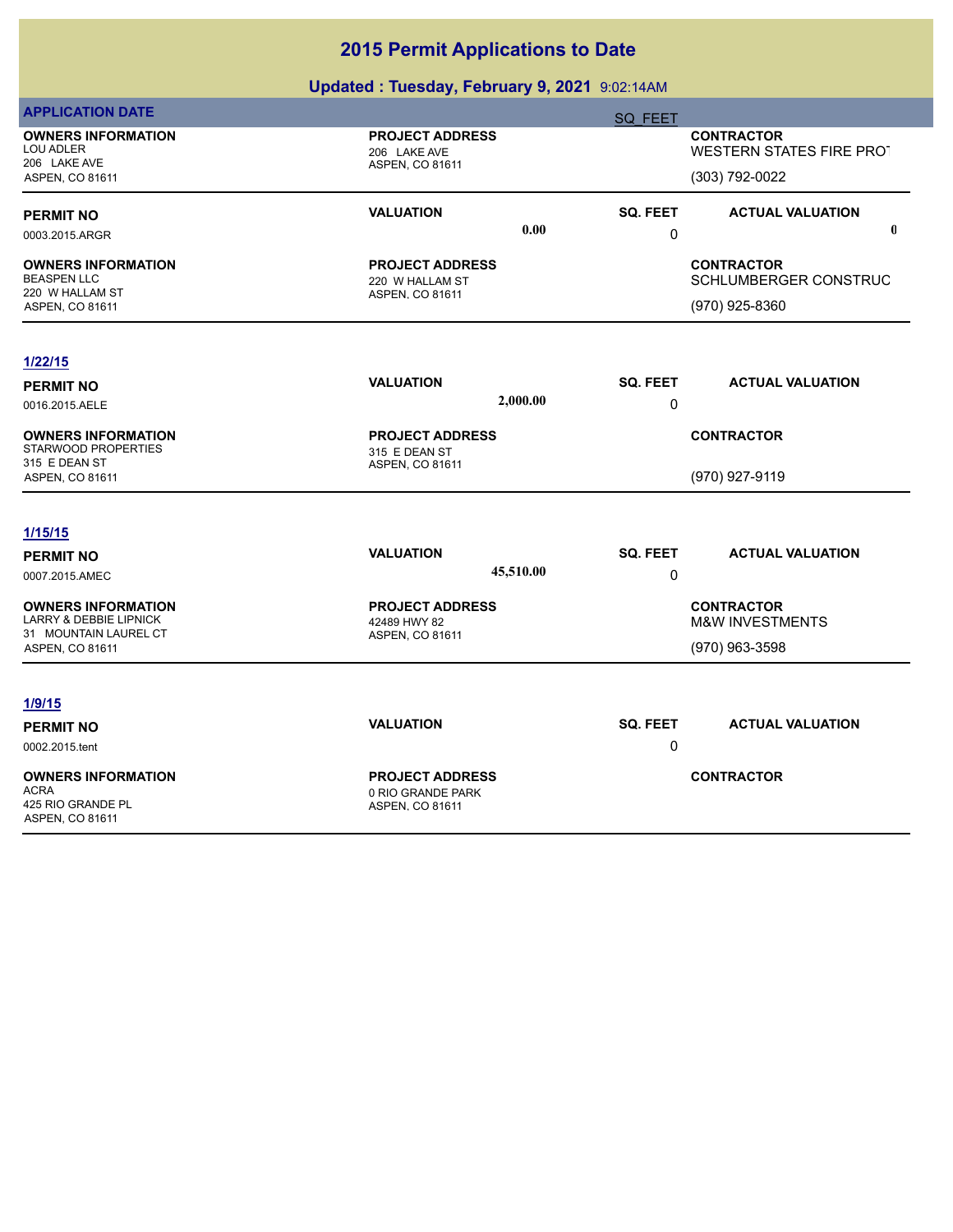# 2015 Permit Applications to Date

## Updated : Tuesday, February 9, 2021 9:02:14AM

**APPLICATION DATE** | SQ_FEET

| OWNERS INFORMATION | PROJECT ADDRESS | | CONTRACTOR |
|---|---|---|---|
| LOU ADLER<br>206 LAKE AVE<br>ASPEN, CO 81611 | 206 LAKE AVE<br>ASPEN, CO 81611 | | WESTERN STATES FIRE PRO<br>(303) 792-0022 |

| PERMIT NO | VALUATION | SQ. FEET | ACTUAL VALUATION |
|---|---|---|---|
| 0003.2015.ARGR | 0.00 | 0 | 0 |

| OWNERS INFORMATION | PROJECT ADDRESS | | CONTRACTOR |
|---|---|---|---|
| BEASPEN LLC<br>220 W HALLAM ST<br>ASPEN, CO 81611 | 220 W HALLAM ST<br>ASPEN, CO 81611 | | SCHLUMBERGER CONSTRUC<br>(970) 925-8360 |

**1/22/15**

| PERMIT NO | VALUATION | SQ. FEET | ACTUAL VALUATION |
|---|---|---|---|
| 0016.2015.AELE | 2,000.00 | 0 | |

| OWNERS INFORMATION | PROJECT ADDRESS | | CONTRACTOR |
|---|---|---|---|
| STARWOOD PROPERTIES<br>315 E DEAN ST<br>ASPEN, CO 81611 | 315 E DEAN ST<br>ASPEN, CO 81611 | | (970) 927-9119 |

**1/15/15**

| PERMIT NO | VALUATION | SQ. FEET | ACTUAL VALUATION |
|---|---|---|---|
| 0007.2015.AMEC | 45,510.00 | 0 | |

| OWNERS INFORMATION | PROJECT ADDRESS | | CONTRACTOR |
|---|---|---|---|
| LARRY & DEBBIE LIPNICK<br>31 MOUNTAIN LAUREL CT<br>ASPEN, CO 81611 | 42489 HWY 82<br>ASPEN, CO 81611 | | M&W INVESTMENTS<br>(970) 963-3598 |

**1/9/15**

| PERMIT NO | VALUATION | SQ. FEET | ACTUAL VALUATION |
|---|---|---|---|
| 0002.2015.tent | | 0 | |

| OWNERS INFORMATION | PROJECT ADDRESS | | CONTRACTOR |
|---|---|---|---|
| ACRA<br>425 RIO GRANDE PL<br>ASPEN, CO 81611 | 0 RIO GRANDE PARK<br>ASPEN, CO 81611 | | |